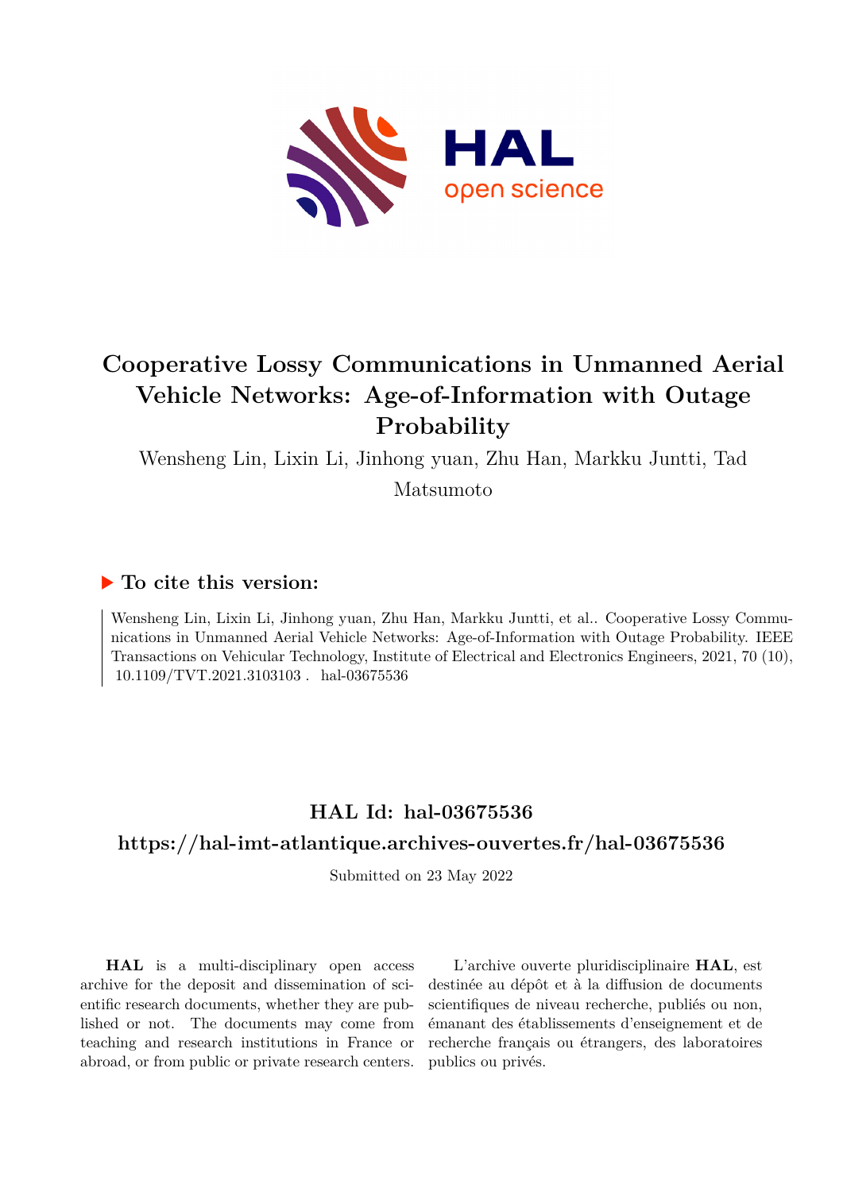# Cooperative Lossy Communications in Unmanned Aerial Vehicle Networks: Age-of-Information with Outage Probability

Wensheng Lin, Lixin Li, Jinhong yuan, Zhu Han, Markku Juntti, Tad Matsumoto

## ▶ To cite this version:

Wensheng Lin, Lixin Li, Jinhong yuan, Zhu Han, Markku Juntti, et al.. Cooperative Lossy Communications in Unmanned Aerial Vehicle Networks: Age-of-Information with Outage Probability. IEEE Transactions on Vehicular Technology, Institute of Electrical and Electronics Engineers, 2021, 70 (10), 10.1109/TVT.2021.3103103 . hal-03675536

## HAL Id: hal-03675536

## https://hal-imt-atlantique.archives-ouvertes.fr/hal-03675536

Submitted on 23 May 2022

**HAL** is a multi-disciplinary open access archive for the deposit and dissemination of scientific research documents, whether they are published or not. The documents may come from teaching and research institutions in France or abroad, or from public or private research centers.

L'archive ouverte pluridisciplinaire **HAL**, est destinée au dépôt et à la diffusion de documents scientifiques de niveau recherche, publiés ou non, émanant des établissements d'enseignement et de recherche français ou étrangers, des laboratoires publics ou privés.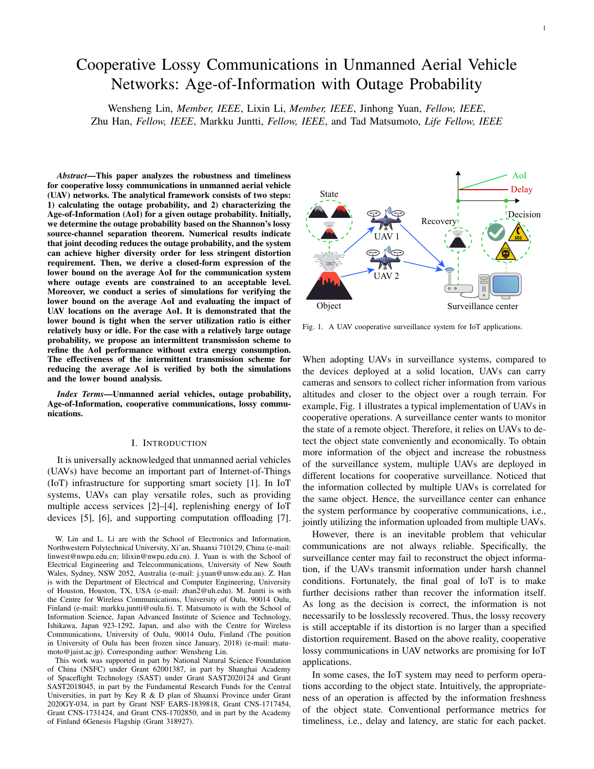# Cooperative Lossy Communications in Unmanned Aerial Vehicle Networks: Age-of-Information with Outage Probability

Wensheng Lin, *Member, IEEE*, Lixin Li, *Member, IEEE*, Jinhong Yuan, *Fellow, IEEE*, Zhu Han, *Fellow, IEEE*, Markku Juntti, *Fellow, IEEE*, and Tad Matsumoto, *Life Fellow, IEEE*

***Abstract*—This paper analyzes the robustness and timeliness for cooperative lossy communications in unmanned aerial vehicle (UAV) networks. The analytical framework consists of two steps: 1) calculating the outage probability, and 2) characterizing the Age-of-Information (AoI) for a given outage probability. Initially, we determine the outage probability based on the Shannon's lossy source-channel separation theorem. Numerical results indicate that joint decoding reduces the outage probability, and the system can achieve higher diversity order for less stringent distortion requirement. Then, we derive a closed-form expression of the lower bound on the average AoI for the communication system where outage events are constrained to an acceptable level. Moreover, we conduct a series of simulations for verifying the lower bound on the average AoI and evaluating the impact of UAV locations on the average AoI. It is demonstrated that the lower bound is tight when the server utilization ratio is either relatively busy or idle. For the case with a relatively large outage probability, we propose an intermittent transmission scheme to refine the AoI performance without extra energy consumption. The effectiveness of the intermittent transmission scheme for reducing the average AoI is verified by both the simulations and the lower bound analysis.**

***Index Terms*—Unmanned aerial vehicles, outage probability, Age-of-Information, cooperative communications, lossy communications.**

## I. Introduction

It is universally acknowledged that unmanned aerial vehicles (UAVs) have become an important part of Internet-of-Things (IoT) infrastructure for supporting smart society [1]. In IoT systems, UAVs can play versatile roles, such as providing multiple access services [2]–[4], replenishing energy of IoT devices [5], [6], and supporting computation offloading [7].

W. Lin and L. Li are with the School of Electronics and Information, Northwestern Polytechnical University, Xi'an, Shaanxi 710129, China (e-mail: linwest@nwpu.edu.cn; lilixin@nwpu.edu.cn). J. Yuan is with the School of Electrical Engineering and Telecommunications, University of New South Wales, Sydney, NSW 2052, Australia (e-mail: j.yuan@unsw.edu.au). Z. Han is with the Department of Electrical and Computer Engineering, University of Houston, Houston, TX, USA (e-mail: zhan2@uh.edu). M. Juntti is with the Centre for Wireless Communications, University of Oulu, 90014 Oulu, Finland (e-mail: markku.juntti@oulu.fi). T. Matsumoto is with the School of Information Science, Japan Advanced Institute of Science and Technology, Ishikawa, Japan 923-1292, Japan, and also with the Centre for Wireless Communications, University of Oulu, 90014 Oulu, Finland (The position in University of Oulu has been frozen since January, 2018) (e-mail: matumoto@jaist.ac.jp). Corresponding author: Wensheng Lin.

This work was supported in part by National Natural Science Foundation of China (NSFC) under Grant 62001387, in part by Shanghai Academy of Spaceflight Technology (SAST) under Grant SAST2020124 and Grant SAST2018045, in part by the Fundamental Research Funds for the Central Universities, in part by Key R & D plan of Shaanxi Province under Grant 2020GY-034, in part by Grant NSF EARS-1839818, Grant CNS-1717454, Grant CNS-1731424, and Grant CNS-1702850, and in part by the Academy of Finland 6Genesis Flagship (Grant 318927).

Fig. 1. A UAV cooperative surveillance system for IoT applications.

When adopting UAVs in surveillance systems, compared to the devices deployed at a solid location, UAVs can carry cameras and sensors to collect richer information from various altitudes and closer to the object over a rough terrain. For example, Fig. 1 illustrates a typical implementation of UAVs in cooperative operations. A surveillance center wants to monitor the state of a remote object. Therefore, it relies on UAVs to detect the object state conveniently and economically. To obtain more information of the object and increase the robustness of the surveillance system, multiple UAVs are deployed in different locations for cooperative surveillance. Noticed that the information collected by multiple UAVs is correlated for the same object. Hence, the surveillance center can enhance the system performance by cooperative communications, i.e., jointly utilizing the information uploaded from multiple UAVs.

However, there is an inevitable problem that vehicular communications are not always reliable. Specifically, the surveillance center may fail to reconstruct the object information, if the UAVs transmit information under harsh channel conditions. Fortunately, the final goal of IoT is to make further decisions rather than recover the information itself. As long as the decision is correct, the information is not necessarily to be losslessly recovered. Thus, the lossy recovery is still acceptable if its distortion is no larger than a specified distortion requirement. Based on the above reality, cooperative lossy communications in UAV networks are promising for IoT applications.

In some cases, the IoT system may need to perform operations according to the object state. Intuitively, the appropriateness of an operation is affected by the information freshness of the object state. Conventional performance metrics for timeliness, i.e., delay and latency, are static for each packet.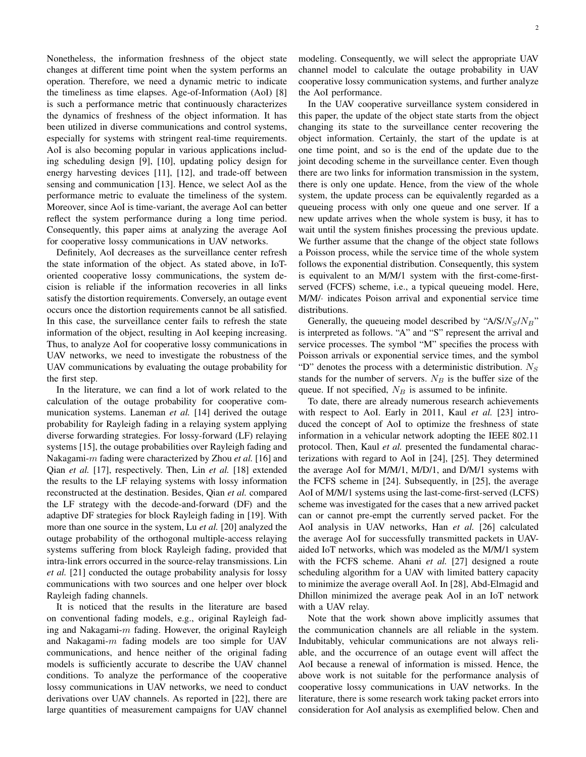Nonetheless, the information freshness of the object state changes at different time point when the system performs an operation. Therefore, we need a dynamic metric to indicate the timeliness as time elapses. Age-of-Information (AoI) [8] is such a performance metric that continuously characterizes the dynamics of freshness of the object information. It has been utilized in diverse communications and control systems, especially for systems with stringent real-time requirements. AoI is also becoming popular in various applications including scheduling design [9], [10], updating policy design for energy harvesting devices [11], [12], and trade-off between sensing and communication [13]. Hence, we select AoI as the performance metric to evaluate the timeliness of the system. Moreover, since AoI is time-variant, the average AoI can better reflect the system performance during a long time period. Consequently, this paper aims at analyzing the average AoI for cooperative lossy communications in UAV networks.

Definitely, AoI decreases as the surveillance center refresh the state information of the object. As stated above, in IoT-oriented cooperative lossy communications, the system decision is reliable if the information recoveries in all links satisfy the distortion requirements. Conversely, an outage event occurs once the distortion requirements cannot be all satisfied. In this case, the surveillance center fails to refresh the state information of the object, resulting in AoI keeping increasing. Thus, to analyze AoI for cooperative lossy communications in UAV networks, we need to investigate the robustness of the UAV communications by evaluating the outage probability for the first step.

In the literature, we can find a lot of work related to the calculation of the outage probability for cooperative communication systems. Laneman *et al.* [14] derived the outage probability for Rayleigh fading in a relaying system applying diverse forwarding strategies. For lossy-forward (LF) relaying systems [15], the outage probabilities over Rayleigh fading and Nakagami-$m$ fading were characterized by Zhou *et al.* [16] and Qian *et al.* [17], respectively. Then, Lin *et al.* [18] extended the results to the LF relaying systems with lossy information reconstructed at the destination. Besides, Qian *et al.* compared the LF strategy with the decode-and-forward (DF) and the adaptive DF strategies for block Rayleigh fading in [19]. With more than one source in the system, Lu *et al.* [20] analyzed the outage probability of the orthogonal multiple-access relaying systems suffering from block Rayleigh fading, provided that intra-link errors occurred in the source-relay transmissions. Lin *et al.* [21] conducted the outage probability analysis for lossy communications with two sources and one helper over block Rayleigh fading channels.

It is noticed that the results in the literature are based on conventional fading models, e.g., original Rayleigh fading and Nakagami-$m$ fading. However, the original Rayleigh and Nakagami-$m$ fading models are too simple for UAV communications, and hence neither of the original fading models is sufficiently accurate to describe the UAV channel conditions. To analyze the performance of the cooperative lossy communications in UAV networks, we need to conduct derivations over UAV channels. As reported in [22], there are large quantities of measurement campaigns for UAV channel modeling. Consequently, we will select the appropriate UAV channel model to calculate the outage probability in UAV cooperative lossy communication systems, and further analyze the AoI performance.

In the UAV cooperative surveillance system considered in this paper, the update of the object state starts from the object changing its state to the surveillance center recovering the object information. Certainly, the start of the update is at one time point, and so is the end of the update due to the joint decoding scheme in the surveillance center. Even though there are two links for information transmission in the system, there is only one update. Hence, from the view of the whole system, the update process can be equivalently regarded as a queueing process with only one queue and one server. If a new update arrives when the whole system is busy, it has to wait until the system finishes processing the previous update. We further assume that the change of the object state follows a Poisson process, while the service time of the whole system follows the exponential distribution. Consequently, this system is equivalent to an M/M/1 system with the first-come-first-served (FCFS) scheme, i.e., a typical queueing model. Here, M/M/$\cdot$ indicates Poison arrival and exponential service time distributions.

Generally, the queueing model described by "A/S/$N_S$/$N_B$" is interpreted as follows. "A" and "S" represent the arrival and service processes. The symbol "M" specifies the process with Poisson arrivals or exponential service times, and the symbol "D" denotes the process with a deterministic distribution. $N_S$ stands for the number of servers. $N_B$ is the buffer size of the queue. If not specified, $N_B$ is assumed to be infinite.

To date, there are already numerous research achievements with respect to AoI. Early in 2011, Kaul *et al.* [23] introduced the concept of AoI to optimize the freshness of state information in a vehicular network adopting the IEEE 802.11 protocol. Then, Kaul *et al.* presented the fundamental characterizations with regard to AoI in [24], [25]. They determined the average AoI for M/M/1, M/D/1, and D/M/1 systems with the FCFS scheme in [24]. Subsequently, in [25], the average AoI of M/M/1 systems using the last-come-first-served (LCFS) scheme was investigated for the cases that a new arrived packet can or cannot pre-empt the currently served packet. For the AoI analysis in UAV networks, Han *et al.* [26] calculated the average AoI for successfully transmitted packets in UAV-aided IoT networks, which was modeled as the M/M/1 system with the FCFS scheme. Ahani *et al.* [27] designed a route scheduling algorithm for a UAV with limited battery capacity to minimize the average overall AoI. In [28], Abd-Elmagid and Dhillon minimized the average peak AoI in an IoT network with a UAV relay.

Note that the work shown above implicitly assumes that the communication channels are all reliable in the system. Indubitably, vehicular communications are not always reliable, and the occurrence of an outage event will affect the AoI because a renewal of information is missed. Hence, the above work is not suitable for the performance analysis of cooperative lossy communications in UAV networks. In the literature, there is some research work taking packet errors into consideration for AoI analysis as exemplified below. Chen and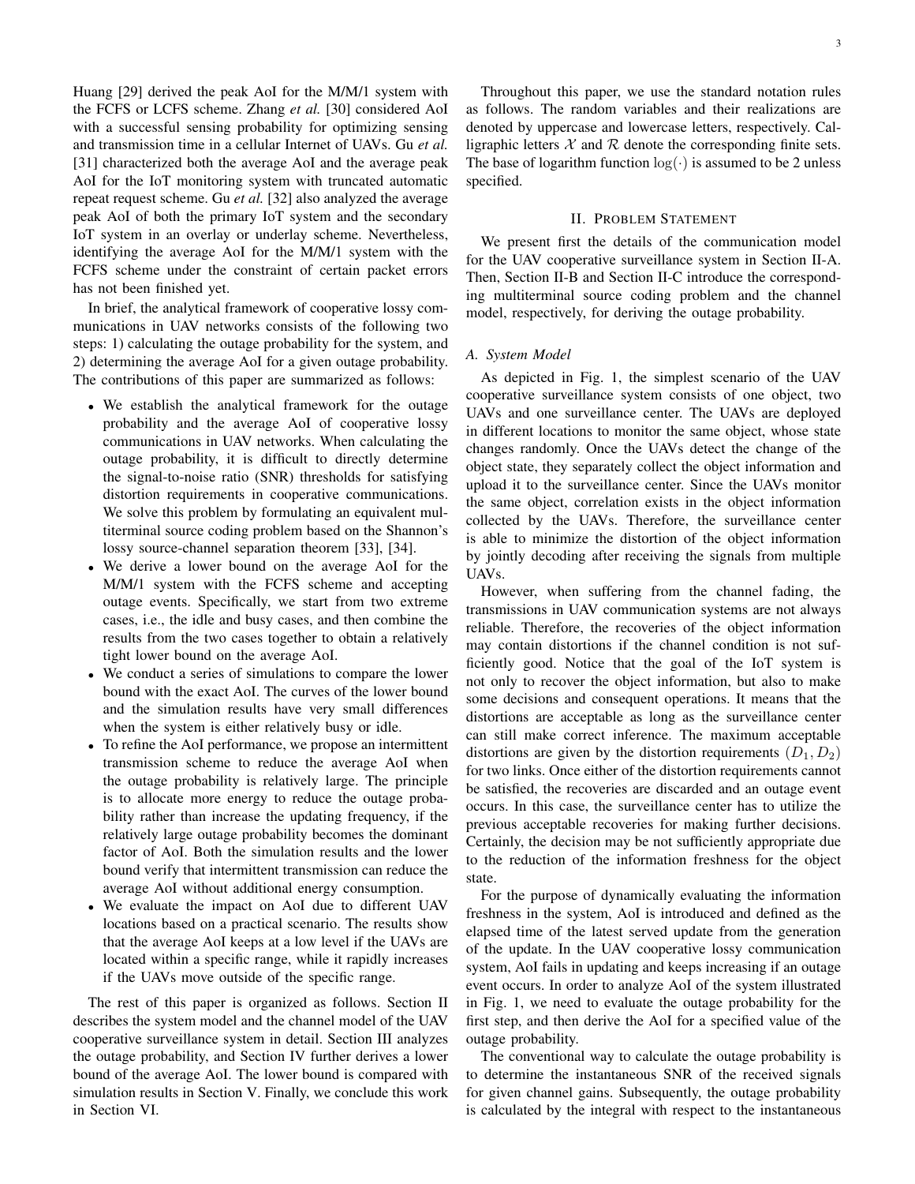Huang [29] derived the peak AoI for the M/M/1 system with the FCFS or LCFS scheme. Zhang *et al.* [30] considered AoI with a successful sensing probability for optimizing sensing and transmission time in a cellular Internet of UAVs. Gu *et al.* [31] characterized both the average AoI and the average peak AoI for the IoT monitoring system with truncated automatic repeat request scheme. Gu *et al.* [32] also analyzed the average peak AoI of both the primary IoT system and the secondary IoT system in an overlay or underlay scheme. Nevertheless, identifying the average AoI for the M/M/1 system with the FCFS scheme under the constraint of certain packet errors has not been finished yet.

In brief, the analytical framework of cooperative lossy communications in UAV networks consists of the following two steps: 1) calculating the outage probability for the system, and 2) determining the average AoI for a given outage probability. The contributions of this paper are summarized as follows:

- We establish the analytical framework for the outage probability and the average AoI of cooperative lossy communications in UAV networks. When calculating the outage probability, it is difficult to directly determine the signal-to-noise ratio (SNR) thresholds for satisfying distortion requirements in cooperative communications. We solve this problem by formulating an equivalent multiterminal source coding problem based on the Shannon's lossy source-channel separation theorem [33], [34].
- We derive a lower bound on the average AoI for the M/M/1 system with the FCFS scheme and accepting outage events. Specifically, we start from two extreme cases, i.e., the idle and busy cases, and then combine the results from the two cases together to obtain a relatively tight lower bound on the average AoI.
- We conduct a series of simulations to compare the lower bound with the exact AoI. The curves of the lower bound and the simulation results have very small differences when the system is either relatively busy or idle.
- To refine the AoI performance, we propose an intermittent transmission scheme to reduce the average AoI when the outage probability is relatively large. The principle is to allocate more energy to reduce the outage probability rather than increase the updating frequency, if the relatively large outage probability becomes the dominant factor of AoI. Both the simulation results and the lower bound verify that intermittent transmission can reduce the average AoI without additional energy consumption.
- We evaluate the impact on AoI due to different UAV locations based on a practical scenario. The results show that the average AoI keeps at a low level if the UAVs are located within a specific range, while it rapidly increases if the UAVs move outside of the specific range.

The rest of this paper is organized as follows. Section II describes the system model and the channel model of the UAV cooperative surveillance system in detail. Section III analyzes the outage probability, and Section IV further derives a lower bound of the average AoI. The lower bound is compared with simulation results in Section V. Finally, we conclude this work in Section VI.

Throughout this paper, we use the standard notation rules as follows. The random variables and their realizations are denoted by uppercase and lowercase letters, respectively. Calligraphic letters $\mathcal{X}$ and $\mathcal{R}$ denote the corresponding finite sets. The base of logarithm function $\log(\cdot)$ is assumed to be 2 unless specified.

## II. Problem Statement

We present first the details of the communication model for the UAV cooperative surveillance system in Section II-A. Then, Section II-B and Section II-C introduce the corresponding multiterminal source coding problem and the channel model, respectively, for deriving the outage probability.

### A. System Model

As depicted in Fig. 1, the simplest scenario of the UAV cooperative surveillance system consists of one object, two UAVs and one surveillance center. The UAVs are deployed in different locations to monitor the same object, whose state changes randomly. Once the UAVs detect the change of the object state, they separately collect the object information and upload it to the surveillance center. Since the UAVs monitor the same object, correlation exists in the object information collected by the UAVs. Therefore, the surveillance center is able to minimize the distortion of the object information by jointly decoding after receiving the signals from multiple UAVs.

However, when suffering from the channel fading, the transmissions in UAV communication systems are not always reliable. Therefore, the recoveries of the object information may contain distortions if the channel condition is not sufficiently good. Notice that the goal of the IoT system is not only to recover the object information, but also to make some decisions and consequent operations. It means that the distortions are acceptable as long as the surveillance center can still make correct inference. The maximum acceptable distortions are given by the distortion requirements $(D_1, D_2)$ for two links. Once either of the distortion requirements cannot be satisfied, the recoveries are discarded and an outage event occurs. In this case, the surveillance center has to utilize the previous acceptable recoveries for making further decisions. Certainly, the decision may be not sufficiently appropriate due to the reduction of the information freshness for the object state.

For the purpose of dynamically evaluating the information freshness in the system, AoI is introduced and defined as the elapsed time of the latest served update from the generation of the update. In the UAV cooperative lossy communication system, AoI fails in updating and keeps increasing if an outage event occurs. In order to analyze AoI of the system illustrated in Fig. 1, we need to evaluate the outage probability for the first step, and then derive the AoI for a specified value of the outage probability.

The conventional way to calculate the outage probability is to determine the instantaneous SNR of the received signals for given channel gains. Subsequently, the outage probability is calculated by the integral with respect to the instantaneous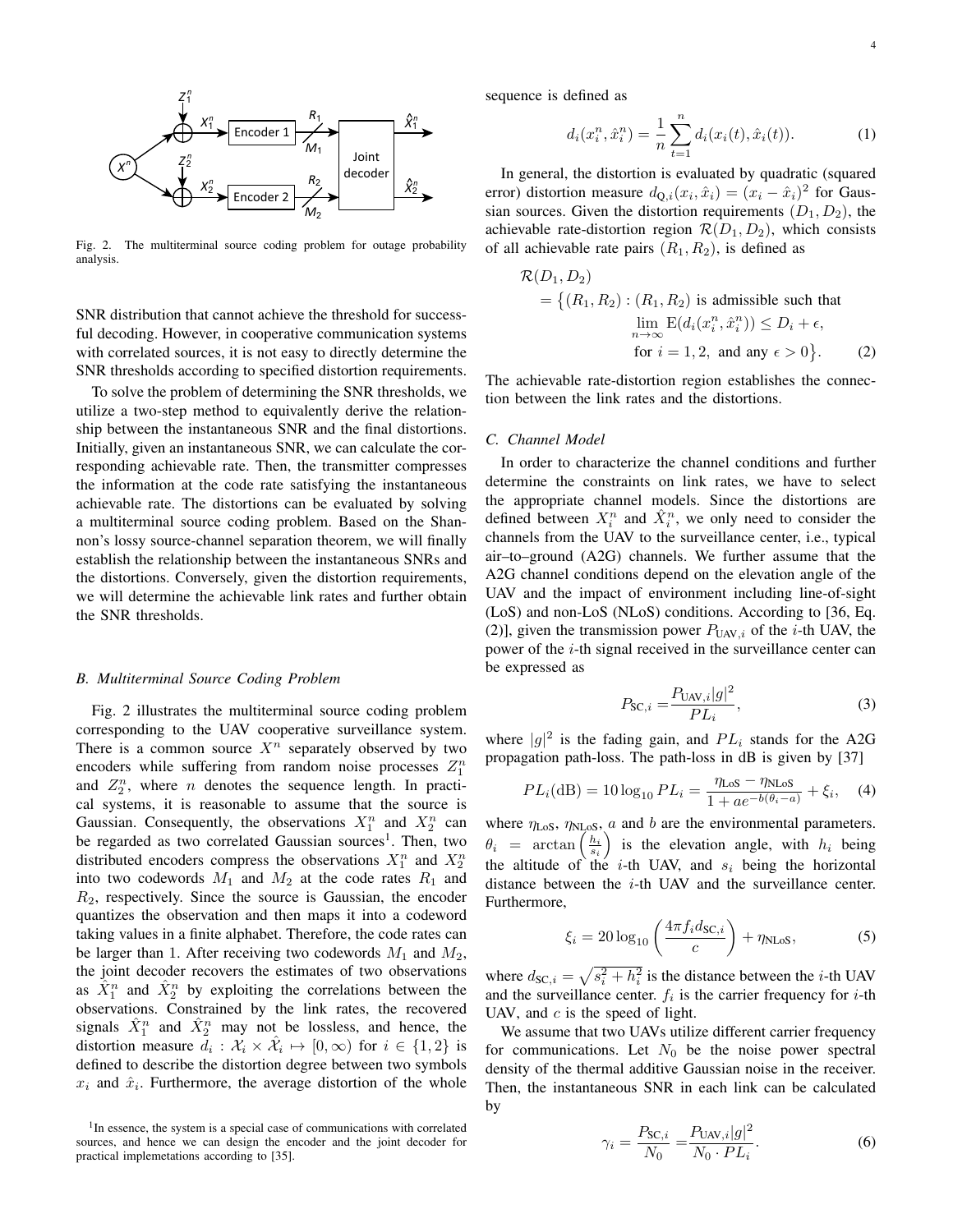Fig. 2. The multiterminal source coding problem for outage probability analysis.

SNR distribution that cannot achieve the threshold for successful decoding. However, in cooperative communication systems with correlated sources, it is not easy to directly determine the SNR thresholds according to specified distortion requirements.

To solve the problem of determining the SNR thresholds, we utilize a two-step method to equivalently derive the relationship between the instantaneous SNR and the final distortions. Initially, given an instantaneous SNR, we can calculate the corresponding achievable rate. Then, the transmitter compresses the information at the code rate satisfying the instantaneous achievable rate. The distortions can be evaluated by solving a multiterminal source coding problem. Based on the Shannon's lossy source-channel separation theorem, we will finally establish the relationship between the instantaneous SNRs and the distortions. Conversely, given the distortion requirements, we will determine the achievable link rates and further obtain the SNR thresholds.

### B. Multiterminal Source Coding Problem

Fig. 2 illustrates the multiterminal source coding problem corresponding to the UAV cooperative surveillance system. There is a common source $X^n$ separately observed by two encoders while suffering from random noise processes $Z_1^n$ and $Z_2^n$, where $n$ denotes the sequence length. In practical systems, it is reasonable to assume that the source is Gaussian. Consequently, the observations $X_1^n$ and $X_2^n$ can be regarded as two correlated Gaussian sources[1]. Then, two distributed encoders compress the observations $X_1^n$ and $X_2^n$ into two codewords $M_1$ and $M_2$ at the code rates $R_1$ and $R_2$, respectively. Since the source is Gaussian, the encoder quantizes the observation and then maps it into a codeword taking values in a finite alphabet. Therefore, the code rates can be larger than 1. After receiving two codewords $M_1$ and $M_2$, the joint decoder recovers the estimates of two observations as $\hat{X}_1^n$ and $\hat{X}_2^n$ by exploiting the correlations between the observations. Constrained by the link rates, the recovered signals $\hat{X}_1^n$ and $\hat{X}_2^n$ may not be lossless, and hence, the distortion measure $d_i : \mathcal{X}_i \times \hat{\mathcal{X}}_i \mapsto [0, \infty)$ for $i \in \{1, 2\}$ is defined to describe the distortion degree between two symbols $x_i$ and $\hat{x}_i$. Furthermore, the average distortion of the whole sequence is defined as

$$d_i(x_i^n, \hat{x}_i^n) = \frac{1}{n} \sum_{t=1}^{n} d_i(x_i(t), \hat{x}_i(t)). \tag{1}$$

In general, the distortion is evaluated by quadratic (squared error) distortion measure $d_{\mathrm{Q},i}(x_i, \hat{x}_i) = (x_i - \hat{x}_i)^2$ for Gaussian sources. Given the distortion requirements $(D_1, D_2)$, the achievable rate-distortion region $\mathcal{R}(D_1, D_2)$, which consists of all achievable rate pairs $(R_1, R_2)$, is defined as

$$\begin{aligned}
&\mathcal{R}(D_1, D_2) \\
&= \big\{(R_1, R_2) : (R_1, R_2) \text{ is admissible such that} \\
&\qquad \lim_{n \to \infty} \mathrm{E}(d_i(x_i^n, \hat{x}_i^n)) \leq D_i + \epsilon, \\
&\qquad \text{for } i = 1, 2, \text{ and any } \epsilon > 0\big\}.
\end{aligned} \tag{2}$$

The achievable rate-distortion region establishes the connection between the link rates and the distortions.

### C. Channel Model

In order to characterize the channel conditions and further determine the constraints on link rates, we have to select the appropriate channel models. Since the distortions are defined between $X_i^n$ and $\hat{X}_i^n$, we only need to consider the channels from the UAV to the surveillance center, i.e., typical air–to–ground (A2G) channels. We further assume that the A2G channel conditions depend on the elevation angle of the UAV and the impact of environment including line-of-sight (LoS) and non-LoS (NLoS) conditions. According to [36, Eq. (2)], given the transmission power $P_{\mathrm{UAV},i}$ of the $i$-th UAV, the power of the $i$-th signal received in the surveillance center can be expressed as

$$P_{\mathrm{SC},i} = \frac{P_{\mathrm{UAV},i}|g|^2}{PL_i}, \tag{3}$$

where $|g|^2$ is the fading gain, and $PL_i$ stands for the A2G propagation path-loss. The path-loss in dB is given by [37]

$$PL_i(\mathrm{dB}) = 10\log_{10} PL_i = \frac{\eta_{\mathrm{LoS}} - \eta_{\mathrm{NLoS}}}{1 + ae^{-b(\theta_i - a)}} + \xi_i, \tag{4}$$

where $\eta_{\mathrm{LoS}}$, $\eta_{\mathrm{NLoS}}$, $a$ and $b$ are the environmental parameters. $\theta_i = \arctan\left(\frac{h_i}{s_i}\right)$ is the elevation angle, with $h_i$ being the altitude of the $i$-th UAV, and $s_i$ being the horizontal distance between the $i$-th UAV and the surveillance center. Furthermore,

$$\xi_i = 20\log_{10}\left(\frac{4\pi f_i d_{\mathrm{SC},i}}{c}\right) + \eta_{\mathrm{NLoS}}, \tag{5}$$

where $d_{\mathrm{SC},i} = \sqrt{s_i^2 + h_i^2}$ is the distance between the $i$-th UAV and the surveillance center. $f_i$ is the carrier frequency for $i$-th UAV, and $c$ is the speed of light.

We assume that two UAVs utilize different carrier frequency for communications. Let $N_0$ be the noise power spectral density of the thermal additive Gaussian noise in the receiver. Then, the instantaneous SNR in each link can be calculated by

$$\gamma_i = \frac{P_{\mathrm{SC},i}}{N_0} = \frac{P_{\mathrm{UAV},i}|g|^2}{N_0 \cdot PL_i}. \tag{6}$$

[1] In essence, the system is a special case of communications with correlated sources, and hence we can design the encoder and the joint decoder for practical implemetations according to [35].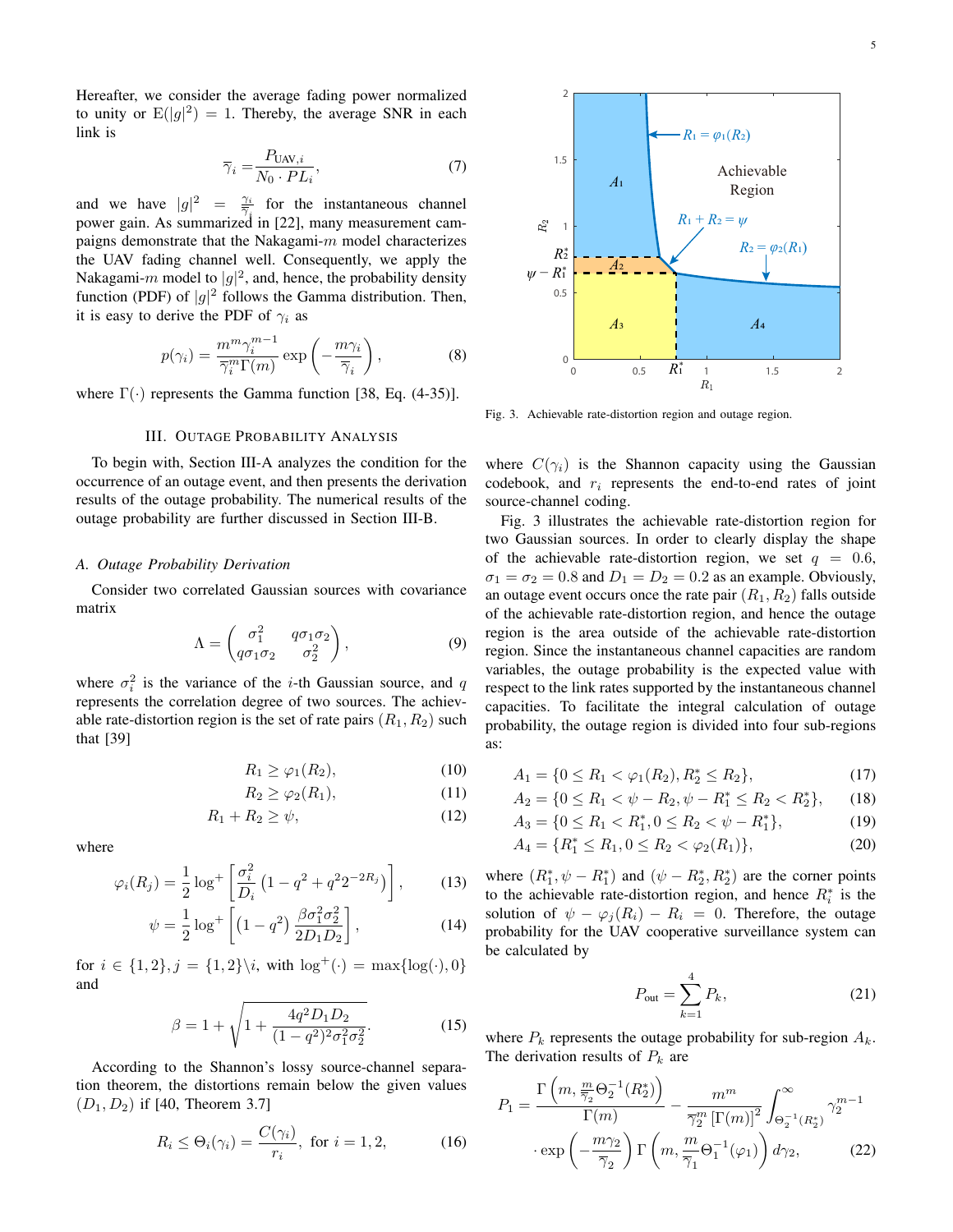Hereafter, we consider the average fading power normalized to unity or $\mathrm{E}(|g|^2) = 1$. Thereby, the average SNR in each link is

$$\overline{\gamma}_i = \frac{P_{\text{UAV},i}}{N_0 \cdot PL_i}, \tag{7}$$

and we have $|g|^2 = \frac{\gamma_i}{\overline{\gamma}_i}$ for the instantaneous channel power gain. As summarized in [22], many measurement campaigns demonstrate that the Nakagami-$m$ model characterizes the UAV fading channel well. Consequently, we apply the Nakagami-$m$ model to $|g|^2$, and, hence, the probability density function (PDF) of $|g|^2$ follows the Gamma distribution. Then, it is easy to derive the PDF of $\gamma_i$ as

$$p(\gamma_i) = \frac{m^m \gamma_i^{m-1}}{\overline{\gamma}_i^m \Gamma(m)} \exp\left(-\frac{m\gamma_i}{\overline{\gamma}_i}\right), \tag{8}$$

where $\Gamma(\cdot)$ represents the Gamma function [38, Eq. (4-35)].

## III. Outage Probability Analysis

To begin with, Section III-A analyzes the condition for the occurrence of an outage event, and then presents the derivation results of the outage probability. The numerical results of the outage probability are further discussed in Section III-B.

### A. Outage Probability Derivation

Consider two correlated Gaussian sources with covariance matrix

$$\Lambda = \begin{pmatrix} \sigma_1^2 & q\sigma_1\sigma_2 \\ q\sigma_1\sigma_2 & \sigma_2^2 \end{pmatrix}, \tag{9}$$

where $\sigma_i^2$ is the variance of the $i$-th Gaussian source, and $q$ represents the correlation degree of two sources. The achievable rate-distortion region is the set of rate pairs $(R_1, R_2)$ such that [39]

$$R_1 \geq \varphi_1(R_2), \tag{10}$$

$$R_2 \geq \varphi_2(R_1), \tag{11}$$

$$R_1 + R_2 \geq \psi, \tag{12}$$

where

$$\varphi_i(R_j) = \frac{1}{2}\log^+\left[\frac{\sigma_i^2}{D_i}\left(1 - q^2 + q^2 2^{-2R_j}\right)\right], \tag{13}$$

$$\psi = \frac{1}{2}\log^+\left[\left(1 - q^2\right)\frac{\beta\sigma_1^2\sigma_2^2}{2D_1D_2}\right], \tag{14}$$

for $i \in \{1,2\}, j = \{1,2\}\backslash i$, with $\log^+(\cdot) = \max\{\log(\cdot), 0\}$ and

$$\beta = 1 + \sqrt{1 + \frac{4q^2D_1D_2}{(1-q^2)^2\sigma_1^2\sigma_2^2}}. \tag{15}$$

According to the Shannon's lossy source-channel separation theorem, the distortions remain below the given values $(D_1, D_2)$ if [40, Theorem 3.7]

$$R_i \leq \Theta_i(\gamma_i) = \frac{C(\gamma_i)}{r_i}, \text{ for } i = 1,2, \tag{16}$$

where $C(\gamma_i)$ is the Shannon capacity using the Gaussian codebook, and $r_i$ represents the end-to-end rates of joint source-channel coding.

Fig. 3. Achievable rate-distortion region and outage region.

Fig. 3 illustrates the achievable rate-distortion region for two Gaussian sources. In order to clearly display the shape of the achievable rate-distortion region, we set $q = 0.6$, $\sigma_1 = \sigma_2 = 0.8$ and $D_1 = D_2 = 0.2$ as an example. Obviously, an outage event occurs once the rate pair $(R_1, R_2)$ falls outside of the achievable rate-distortion region, and hence the outage region is the area outside of the achievable rate-distortion region. Since the instantaneous channel capacities are random variables, the outage probability is the expected value with respect to the link rates supported by the instantaneous channel capacities. To facilitate the integral calculation of outage probability, the outage region is divided into four sub-regions as:

$$A_1 = \{0 \leq R_1 < \varphi_1(R_2), R_2^* \leq R_2\}, \tag{17}$$

$$A_2 = \{0 \leq R_1 < \psi - R_2, \psi - R_1^* \leq R_2 < R_2^*\}, \tag{18}$$

$$A_3 = \{0 \leq R_1 < R_1^*, 0 \leq R_2 < \psi - R_1^*\}, \tag{19}$$

$$A_4 = \{R_1^* \leq R_1, 0 \leq R_2 < \varphi_2(R_1)\}, \tag{20}$$

where $(R_1^*, \psi - R_1^*)$ and $(\psi - R_2^*, R_2^*)$ are the corner points to the achievable rate-distortion region, and hence $R_i^*$ is the solution of $\psi - \varphi_j(R_i) - R_i = 0$. Therefore, the outage probability for the UAV cooperative surveillance system can be calculated by

$$P_{\text{out}} = \sum_{k=1}^{4} P_k, \tag{21}$$

where $P_k$ represents the outage probability for sub-region $A_k$. The derivation results of $P_k$ are

$$P_1 = \frac{\Gamma\left(m, \frac{m}{\overline{\gamma}_2}\Theta_2^{-1}(R_2^*)\right)}{\Gamma(m)} - \frac{m^m}{\overline{\gamma}_2^m\left[\Gamma(m)\right]^2}\int_{\Theta_2^{-1}(R_2^*)}^{\infty} \gamma_2^{m-1} \cdot \exp\left(-\frac{m\gamma_2}{\overline{\gamma}_2}\right)\Gamma\left(m, \frac{m}{\overline{\gamma}_1}\Theta_1^{-1}(\varphi_1)\right)d\gamma_2, \tag{22}$$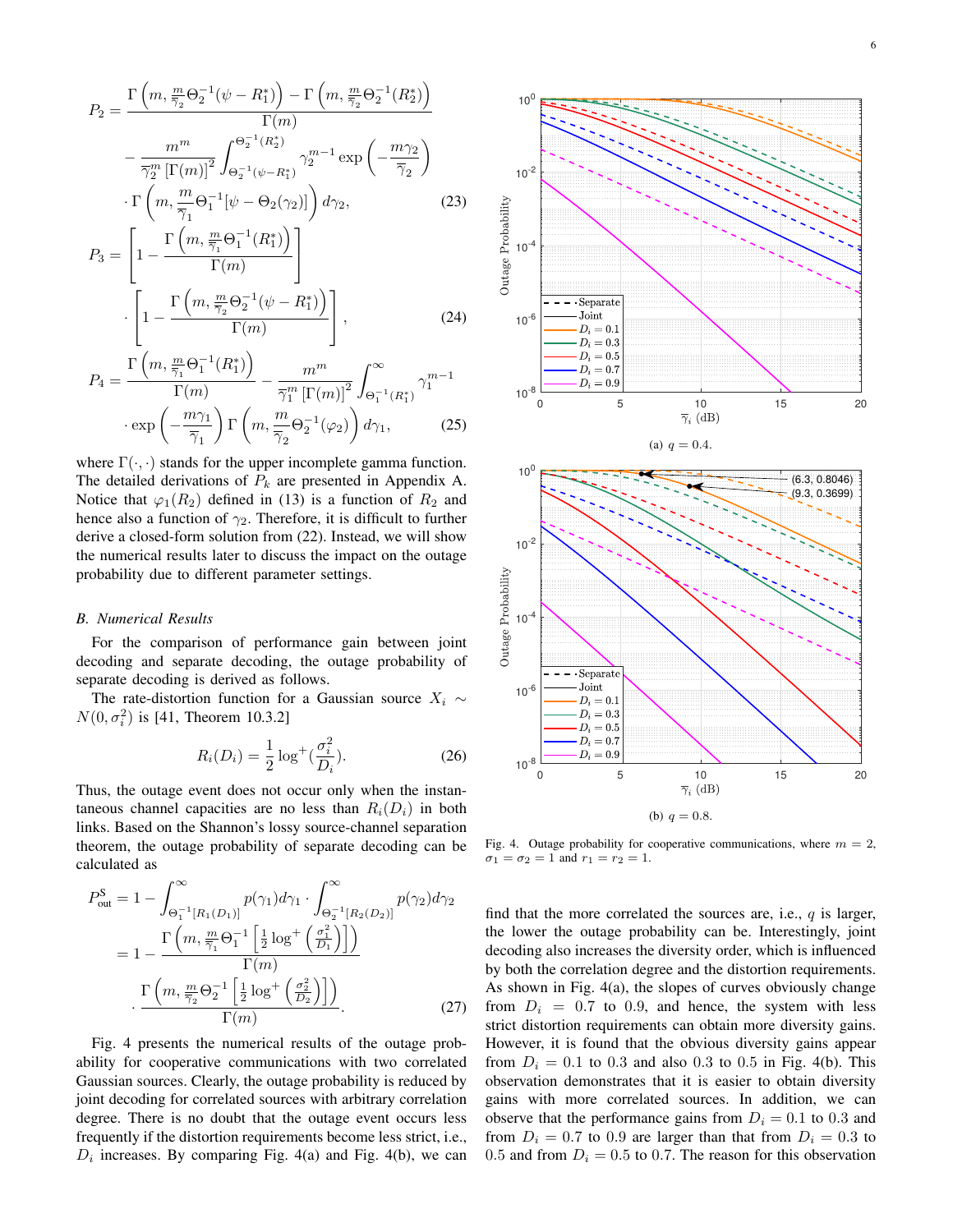$$P_2 = \frac{\Gamma\left(m, \frac{m}{\overline{\gamma}_2}\Theta_2^{-1}(\psi - R_1^*)\right) - \Gamma\left(m, \frac{m}{\overline{\gamma}_2}\Theta_2^{-1}(R_2^*)\right)}{\Gamma(m)}$$
$$- \frac{m^m}{\overline{\gamma}_2^m\left[\Gamma(m)\right]^2}\int_{\Theta_2^{-1}(\psi - R_1^*)}^{\Theta_2^{-1}(R_2^*)} \gamma_2^{m-1}\exp\left(-\frac{m\gamma_2}{\overline{\gamma}_2}\right)$$
$$\cdot \Gamma\left(m, \frac{m}{\overline{\gamma}_1}\Theta_1^{-1}[\psi - \Theta_2(\gamma_2)]\right) d\gamma_2, \tag{23}$$

$$P_3 = \left[1 - \frac{\Gamma\left(m, \frac{m}{\overline{\gamma}_1}\Theta_1^{-1}(R_1^*)\right)}{\Gamma(m)}\right] \cdot \left[1 - \frac{\Gamma\left(m, \frac{m}{\overline{\gamma}_2}\Theta_2^{-1}(\psi - R_1^*)\right)}{\Gamma(m)}\right], \tag{24}$$

$$P_4 = \frac{\Gamma\left(m, \frac{m}{\overline{\gamma}_1}\Theta_1^{-1}(R_1^*)\right)}{\Gamma(m)} - \frac{m^m}{\overline{\gamma}_1^m\left[\Gamma(m)\right]^2}\int_{\Theta_1^{-1}(R_1^*)}^{\infty} \gamma_1^{m-1}$$
$$\cdot \exp\left(-\frac{m\gamma_1}{\overline{\gamma}_1}\right)\Gamma\left(m, \frac{m}{\overline{\gamma}_2}\Theta_2^{-1}(\varphi_2)\right) d\gamma_1, \tag{25}$$

where $\Gamma(\cdot,\cdot)$ stands for the upper incomplete gamma function. The detailed derivations of $P_k$ are presented in Appendix A. Notice that $\varphi_1(R_2)$ defined in (13) is a function of $R_2$ and hence also a function of $\gamma_2$. Therefore, it is difficult to further derive a closed-form solution from (22). Instead, we will show the numerical results later to discuss the impact on the outage probability due to different parameter settings.

### B. Numerical Results

For the comparison of performance gain between joint decoding and separate decoding, the outage probability of separate decoding is derived as follows.

The rate-distortion function for a Gaussian source $X_i \sim N(0, \sigma_i^2)$ is [41, Theorem 10.3.2]

$$R_i(D_i) = \frac{1}{2}\log^+(\frac{\sigma_i^2}{D_i}). \tag{26}$$

Thus, the outage event does not occur only when the instantaneous channel capacities are no less than $R_i(D_i)$ in both links. Based on the Shannon's lossy source-channel separation theorem, the outage probability of separate decoding can be calculated as

$$P_{\text{out}}^{\text{S}} = 1 - \int_{\Theta_1^{-1}[R_1(D_1)]}^{\infty} p(\gamma_1)d\gamma_1 \cdot \int_{\Theta_2^{-1}[R_2(D_2)]}^{\infty} p(\gamma_2)d\gamma_2$$
$$= 1 - \frac{\Gamma\left(m, \frac{m}{\overline{\gamma}_1}\Theta_1^{-1}\left[\frac{1}{2}\log^+\left(\frac{\sigma_1^2}{D_1}\right)\right]\right)}{\Gamma(m)} \cdot \frac{\Gamma\left(m, \frac{m}{\overline{\gamma}_2}\Theta_2^{-1}\left[\frac{1}{2}\log^+\left(\frac{\sigma_2^2}{D_2}\right)\right]\right)}{\Gamma(m)}. \tag{27}$$

Fig. 4 presents the numerical results of the outage probability for cooperative communications with two correlated Gaussian sources. Clearly, the outage probability is reduced by joint decoding for correlated sources with arbitrary correlation degree. There is no doubt that the outage event occurs less frequently if the distortion requirements become less strict, i.e., $D_i$ increases. By comparing Fig. 4(a) and Fig. 4(b), we can find that the more correlated the sources are, i.e., $q$ is larger, the lower the outage probability can be. Interestingly, joint decoding also increases the diversity order, which is influenced by both the correlation degree and the distortion requirements. As shown in Fig. 4(a), the slopes of curves obviously change from $D_i = 0.7$ to $0.9$, and hence, the system with less strict distortion requirements can obtain more diversity gains. However, it is found that the obvious diversity gains appear from $D_i = 0.1$ to $0.3$ and also $0.3$ to $0.5$ in Fig. 4(b). This observation demonstrates that it is easier to obtain diversity gains with more correlated sources. In addition, we can observe that the performance gains from $D_i = 0.1$ to $0.3$ and from $D_i = 0.7$ to $0.9$ are larger than that from $D_i = 0.3$ to $0.5$ and from $D_i = 0.5$ to $0.7$. The reason for this observation

(a) $q = 0.4$.

(b) $q = 0.8$.

Fig. 4. Outage probability for cooperative communications, where $m = 2$, $\sigma_1 = \sigma_2 = 1$ and $r_1 = r_2 = 1$.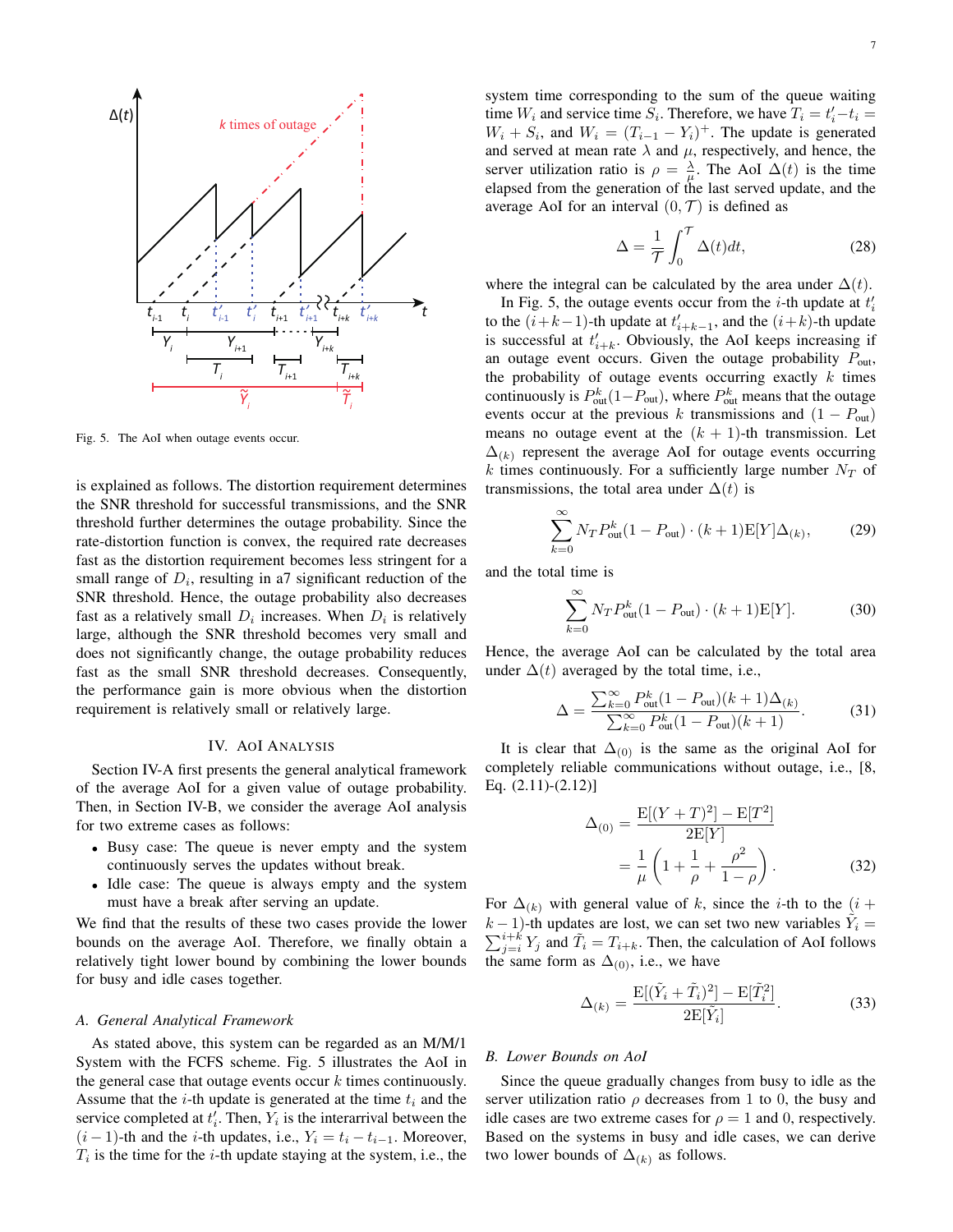Fig. 5. The AoI when outage events occur.

is explained as follows. The distortion requirement determines the SNR threshold for successful transmissions, and the SNR threshold further determines the outage probability. Since the rate-distortion function is convex, the required rate decreases fast as the distortion requirement becomes less stringent for a small range of $D_i$, resulting in a7 significant reduction of the SNR threshold. Hence, the outage probability also decreases fast as a relatively small $D_i$ increases. When $D_i$ is relatively large, although the SNR threshold becomes very small and does not significantly change, the outage probability reduces fast as the small SNR threshold decreases. Consequently, the performance gain is more obvious when the distortion requirement is relatively small or relatively large.

## IV. AoI Analysis

Section IV-A first presents the general analytical framework of the average AoI for a given value of outage probability. Then, in Section IV-B, we consider the average AoI analysis for two extreme cases as follows:

- Busy case: The queue is never empty and the system continuously serves the updates without break.
- Idle case: The queue is always empty and the system must have a break after serving an update.

We find that the results of these two cases provide the lower bounds on the average AoI. Therefore, we finally obtain a relatively tight lower bound by combining the lower bounds for busy and idle cases together.

### A. General Analytical Framework

As stated above, this system can be regarded as an M/M/1 System with the FCFS scheme. Fig. 5 illustrates the AoI in the general case that outage events occur $k$ times continuously. Assume that the $i$-th update is generated at the time $t_i$ and the service completed at $t'_i$. Then, $Y_i$ is the interarrival between the $(i-1)$-th and the $i$-th updates, i.e., $Y_i = t_i - t_{i-1}$. Moreover, $T_i$ is the time for the $i$-th update staying at the system, i.e., the system time corresponding to the sum of the queue waiting time $W_i$ and service time $S_i$. Therefore, we have $T_i = t'_i - t_i = W_i + S_i$, and $W_i = (T_{i-1} - Y_i)^+$. The update is generated and served at mean rate $\lambda$ and $\mu$, respectively, and hence, the server utilization ratio is $\rho = \frac{\lambda}{\mu}$. The AoI $\Delta(t)$ is the time elapsed from the generation of the last served update, and the average AoI for an interval $(0, \mathcal{T})$ is defined as

$$\Delta = \frac{1}{\mathcal{T}} \int_0^{\mathcal{T}} \Delta(t)dt, \tag{28}$$

where the integral can be calculated by the area under $\Delta(t)$.

In Fig. 5, the outage events occur from the $i$-th update at $t'_i$ to the $(i+k-1)$-th update at $t'_{i+k-1}$, and the $(i+k)$-th update is successful at $t'_{i+k}$. Obviously, the AoI keeps increasing if an outage event occurs. Given the outage probability $P_{\text{out}}$, the probability of outage events occurring exactly $k$ times continuously is $P^k_{\text{out}}(1-P_{\text{out}})$, where $P^k_{\text{out}}$ means that the outage events occur at the previous $k$ transmissions and $(1-P_{\text{out}})$ means no outage event at the $(k+1)$-th transmission. Let $\Delta_{(k)}$ represent the average AoI for outage events occurring $k$ times continuously. For a sufficiently large number $N_T$ of transmissions, the total area under $\Delta(t)$ is

$$\sum_{k=0}^{\infty} N_T P^k_{\text{out}}(1-P_{\text{out}}) \cdot (k+1)\text{E}[Y]\Delta_{(k)}, \tag{29}$$

and the total time is

$$\sum_{k=0}^{\infty} N_T P^k_{\text{out}}(1-P_{\text{out}}) \cdot (k+1)\text{E}[Y]. \tag{30}$$

Hence, the average AoI can be calculated by the total area under $\Delta(t)$ averaged by the total time, i.e.,

$$\Delta = \frac{\sum_{k=0}^{\infty} P^k_{\text{out}}(1-P_{\text{out}})(k+1)\Delta_{(k)}}{\sum_{k=0}^{\infty} P^k_{\text{out}}(1-P_{\text{out}})(k+1)}. \tag{31}$$

It is clear that $\Delta_{(0)}$ is the same as the original AoI for completely reliable communications without outage, i.e., [8, Eq. (2.11)-(2.12)]

$$\begin{aligned}\Delta_{(0)} &= \frac{\text{E}[(Y+T)^2] - \text{E}[T^2]}{2\text{E}[Y]} \\ &= \frac{1}{\mu}\left(1 + \frac{1}{\rho} + \frac{\rho^2}{1-\rho}\right).\end{aligned} \tag{32}$$

For $\Delta_{(k)}$ with general value of $k$, since the $i$-th to the $(i+k-1)$-th updates are lost, we can set two new variables $\tilde{Y}_i = \sum_{j=i}^{i+k} Y_j$ and $\tilde{T}_i = T_{i+k}$. Then, the calculation of AoI follows the same form as $\Delta_{(0)}$, i.e., we have

$$\Delta_{(k)} = \frac{\text{E}[(\tilde{Y}_i + \tilde{T}_i)^2] - \text{E}[\tilde{T}_i^2]}{2\text{E}[\tilde{Y}_i]}. \tag{33}$$

### B. Lower Bounds on AoI

Since the queue gradually changes from busy to idle as the server utilization ratio $\rho$ decreases from 1 to 0, the busy and idle cases are two extreme cases for $\rho = 1$ and 0, respectively. Based on the systems in busy and idle cases, we can derive two lower bounds of $\Delta_{(k)}$ as follows.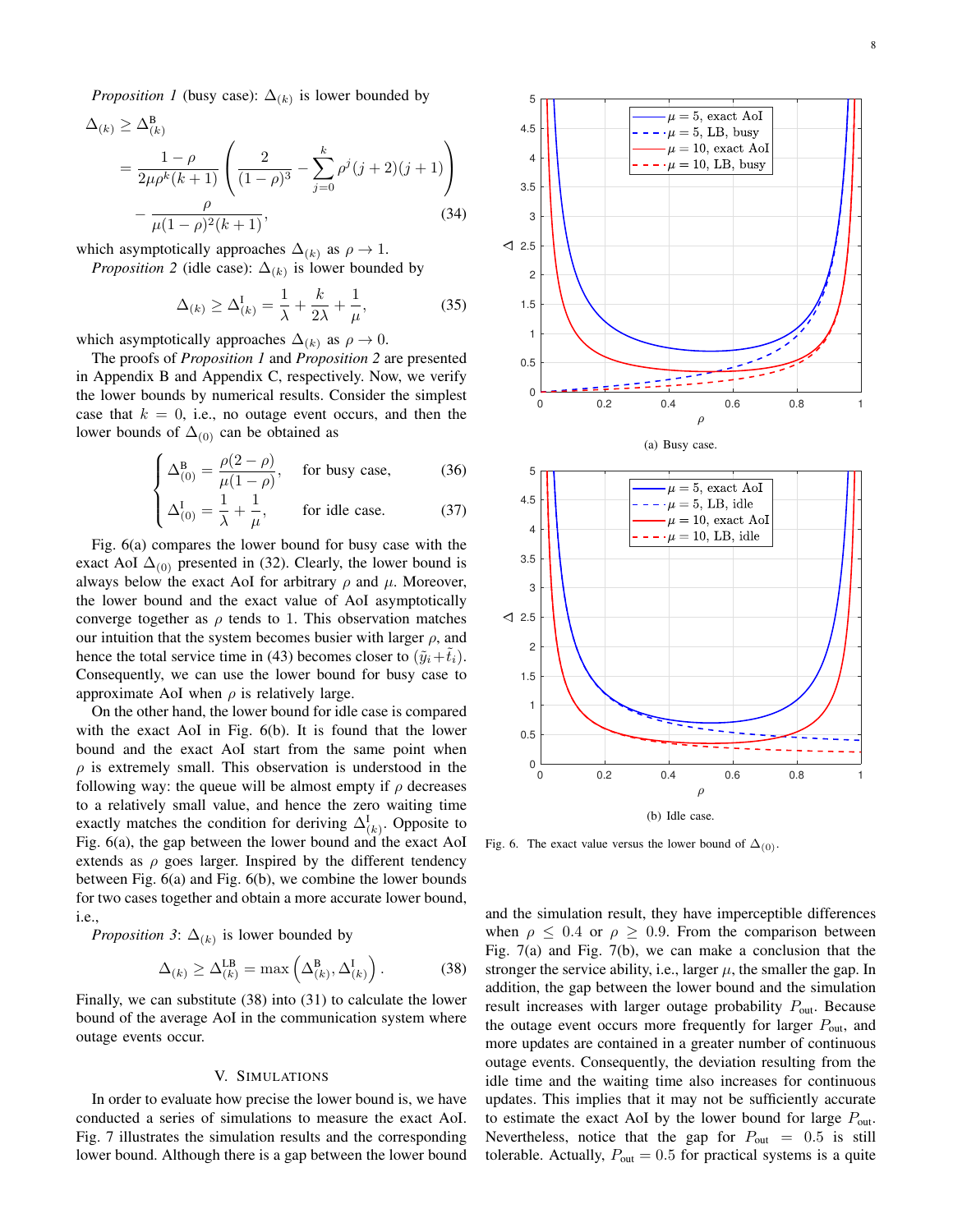*Proposition 1* (busy case): $\Delta_{(k)}$ is lower bounded by

$$\Delta_{(k)} \geq \Delta^{\mathrm{B}}_{(k)} = \frac{1-\rho}{2\mu\rho^k(k+1)}\left(\frac{2}{(1-\rho)^3} - \sum_{j=0}^{k}\rho^j(j+2)(j+1)\right) - \frac{\rho}{\mu(1-\rho)^2(k+1)}, \tag{34}$$

which asymptotically approaches $\Delta_{(k)}$ as $\rho \to 1$.

*Proposition 2* (idle case): $\Delta_{(k)}$ is lower bounded by

$$\Delta_{(k)} \geq \Delta^{\mathrm{I}}_{(k)} = \frac{1}{\lambda} + \frac{k}{2\lambda} + \frac{1}{\mu}, \tag{35}$$

which asymptotically approaches $\Delta_{(k)}$ as $\rho \to 0$.

The proofs of *Proposition 1* and *Proposition 2* are presented in Appendix B and Appendix C, respectively. Now, we verify the lower bounds by numerical results. Consider the simplest case that $k = 0$, i.e., no outage event occurs, and then the lower bounds of $\Delta_{(0)}$ can be obtained as

$$\begin{cases} \Delta^{\mathrm{B}}_{(0)} = \dfrac{\rho(2-\rho)}{\mu(1-\rho)}, & \text{for busy case,} \quad (36) \\ \Delta^{\mathrm{I}}_{(0)} = \dfrac{1}{\lambda} + \dfrac{1}{\mu}, & \text{for idle case.} \quad (37) \end{cases}$$

Fig. 6(a) compares the lower bound for busy case with the exact AoI $\Delta_{(0)}$ presented in (32). Clearly, the lower bound is always below the exact AoI for arbitrary $\rho$ and $\mu$. Moreover, the lower bound and the exact value of AoI asymptotically converge together as $\rho$ tends to 1. This observation matches our intuition that the system becomes busier with larger $\rho$, and hence the total service time in (43) becomes closer to $(\tilde{y}_i + \tilde{t}_i)$. Consequently, we can use the lower bound for busy case to approximate AoI when $\rho$ is relatively large.

On the other hand, the lower bound for idle case is compared with the exact AoI in Fig. 6(b). It is found that the lower bound and the exact AoI start from the same point when $\rho$ is extremely small. This observation is understood in the following way: the queue will be almost empty if $\rho$ decreases to a relatively small value, and hence the zero waiting time exactly matches the condition for deriving $\Delta^{\mathrm{I}}_{(k)}$. Opposite to Fig. 6(a), the gap between the lower bound and the exact AoI extends as $\rho$ goes larger. Inspired by the different tendency between Fig. 6(a) and Fig. 6(b), we combine the lower bounds for two cases together and obtain a more accurate lower bound, i.e.,

*Proposition 3*: $\Delta_{(k)}$ is lower bounded by

$$\Delta_{(k)} \geq \Delta^{\mathrm{LB}}_{(k)} = \max\left(\Delta^{\mathrm{B}}_{(k)}, \Delta^{\mathrm{I}}_{(k)}\right). \tag{38}$$

Finally, we can substitute (38) into (31) to calculate the lower bound of the average AoI in the communication system where outage events occur.

## V. Simulations

In order to evaluate how precise the lower bound is, we have conducted a series of simulations to measure the exact AoI. Fig. 7 illustrates the simulation results and the corresponding lower bound. Although there is a gap between the lower bound and the simulation result, they have imperceptible differences when $\rho \leq 0.4$ or $\rho \geq 0.9$. From the comparison between Fig. 7(a) and Fig. 7(b), we can make a conclusion that the stronger the service ability, i.e., larger $\mu$, the smaller the gap. In addition, the gap between the lower bound and the simulation result increases with larger outage probability $P_{\mathrm{out}}$. Because the outage event occurs more frequently for larger $P_{\mathrm{out}}$, and more updates are contained in a greater number of continuous outage events. Consequently, the deviation resulting from the idle time and the waiting time also increases for continuous updates. This implies that it may not be sufficiently accurate to estimate the exact AoI by the lower bound for large $P_{\mathrm{out}}$. Nevertheless, notice that the gap for $P_{\mathrm{out}} = 0.5$ is still tolerable. Actually, $P_{\mathrm{out}} = 0.5$ for practical systems is a quite

(a) Busy case.

(b) Idle case.

Fig. 6. The exact value versus the lower bound of $\Delta_{(0)}$.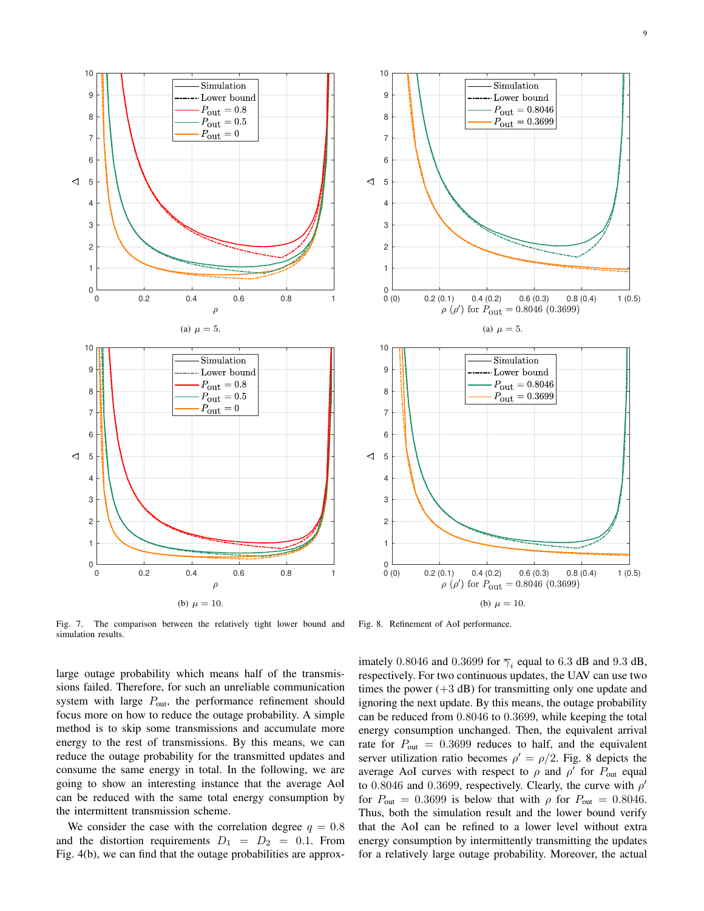(a) $\mu = 5$.

(b) $\mu = 10$.

Fig. 7. The comparison between the relatively tight lower bound and simulation results.

(a) $\mu = 5$.

(b) $\mu = 10$.

Fig. 8. Refinement of AoI performance.

large outage probability which means half of the transmissions failed. Therefore, for such an unreliable communication system with large $P_{\text{out}}$, the performance refinement should focus more on how to reduce the outage probability. A simple method is to skip some transmissions and accumulate more energy to the rest of transmissions. By this means, we can reduce the outage probability for the transmitted updates and consume the same energy in total. In the following, we are going to show an interesting instance that the average AoI can be reduced with the same total energy consumption by the intermittent transmission scheme.

We consider the case with the correlation degree $q = 0.8$ and the distortion requirements $D_1 = D_2 = 0.1$. From Fig. 4(b), we can find that the outage probabilities are approximately $0.8046$ and $0.3699$ for $\overline{\gamma}_i$ equal to 6.3 dB and 9.3 dB, respectively. For two continuous updates, the UAV can use two times the power (+3 dB) for transmitting only one update and ignoring the next update. By this means, the outage probability can be reduced from $0.8046$ to $0.3699$, while keeping the total energy consumption unchanged. Then, the equivalent arrival rate for $P_{\text{out}} = 0.3699$ reduces to half, and the equivalent server utilization ratio becomes $\rho' = \rho/2$. Fig. 8 depicts the average AoI curves with respect to $\rho$ and $\rho'$ for $P_{\text{out}}$ equal to $0.8046$ and $0.3699$, respectively. Clearly, the curve with $\rho'$ for $P_{\text{out}} = 0.3699$ is below that with $\rho$ for $P_{\text{out}} = 0.8046$. Thus, both the simulation result and the lower bound verify that the AoI can be refined to a lower level without extra energy consumption by intermittently transmitting the updates for a relatively large outage probability. Moreover, the actual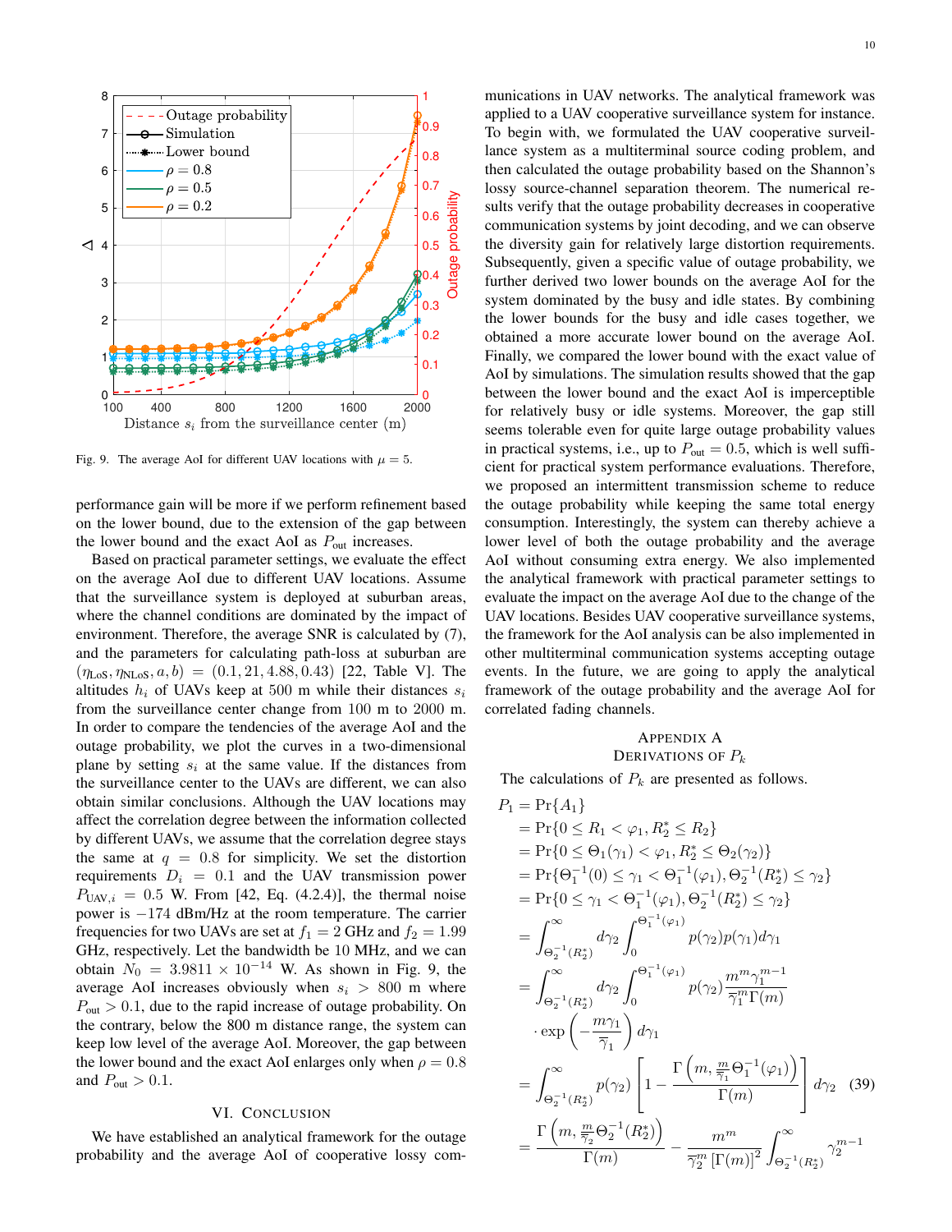Fig. 9. The average AoI for different UAV locations with $\mu = 5$.

performance gain will be more if we perform refinement based on the lower bound, due to the extension of the gap between the lower bound and the exact AoI as $P_{\text{out}}$ increases.

Based on practical parameter settings, we evaluate the effect on the average AoI due to different UAV locations. Assume that the surveillance system is deployed at suburban areas, where the channel conditions are dominated by the impact of environment. Therefore, the average SNR is calculated by (7), and the parameters for calculating path-loss at suburban are $(\eta_{\text{LoS}}, \eta_{\text{NLoS}}, a, b) = (0.1, 21, 4.88, 0.43)$ [22, Table V]. The altitudes $h_i$ of UAVs keep at 500 m while their distances $s_i$ from the surveillance center change from 100 m to 2000 m. In order to compare the tendencies of the average AoI and the outage probability, we plot the curves in a two-dimensional plane by setting $s_i$ at the same value. If the distances from the surveillance center to the UAVs are different, we can also obtain similar conclusions. Although the UAV locations may affect the correlation degree between the information collected by different UAVs, we assume that the correlation degree stays the same at $q = 0.8$ for simplicity. We set the distortion requirements $D_i = 0.1$ and the UAV transmission power $P_{\text{UAV},i} = 0.5$ W. From [42, Eq. (4.2.4)], the thermal noise power is $-174$ dBm/Hz at the room temperature. The carrier frequencies for two UAVs are set at $f_1 = 2$ GHz and $f_2 = 1.99$ GHz, respectively. Let the bandwidth be 10 MHz, and we can obtain $N_0 = 3.9811 \times 10^{-14}$ W. As shown in Fig. 9, the average AoI increases obviously when $s_i > 800$ m where $P_{\text{out}} > 0.1$, due to the rapid increase of outage probability. On the contrary, below the 800 m distance range, the system can keep low level of the average AoI. Moreover, the gap between the lower bound and the exact AoI enlarges only when $\rho = 0.8$ and $P_{\text{out}} > 0.1$.

## VI. Conclusion

We have established an analytical framework for the outage probability and the average AoI of cooperative lossy communications in UAV networks. The analytical framework was applied to a UAV cooperative surveillance system for instance. To begin with, we formulated the UAV cooperative surveillance system as a multiterminal source coding problem, and then calculated the outage probability based on the Shannon's lossy source-channel separation theorem. The numerical results verify that the outage probability decreases in cooperative communication systems by joint decoding, and we can observe the diversity gain for relatively large distortion requirements. Subsequently, given a specific value of outage probability, we further derived two lower bounds on the average AoI for the system dominated by the busy and idle states. By combining the lower bounds for the busy and idle cases together, we obtained a more accurate lower bound on the average AoI. Finally, we compared the lower bound with the exact value of AoI by simulations. The simulation results showed that the gap between the lower bound and the exact AoI is imperceptible for relatively busy or idle systems. Moreover, the gap still seems tolerable even for quite large outage probability values in practical systems, i.e., up to $P_{\text{out}} = 0.5$, which is well sufficient for practical system performance evaluations. Therefore, we proposed an intermittent transmission scheme to reduce the outage probability while keeping the same total energy consumption. Interestingly, the system can thereby achieve a lower level of both the outage probability and the average AoI without consuming extra energy. We also implemented the analytical framework with practical parameter settings to evaluate the impact on the average AoI due to the change of the UAV locations. Besides UAV cooperative surveillance systems, the framework for the AoI analysis can be also implemented in other multiterminal communication systems accepting outage events. In the future, we are going to apply the analytical framework of the outage probability and the average AoI for correlated fading channels.

## Appendix A
## Derivations of $P_k$

The calculations of $P_k$ are presented as follows.

$$
\begin{aligned}
P_1 &= \Pr\{A_1\} \\
&= \Pr\{0 \le R_1 < \varphi_1, R_2^* \le R_2\} \\
&= \Pr\{0 \le \Theta_1(\gamma_1) < \varphi_1, R_2^* \le \Theta_2(\gamma_2)\} \\
&= \Pr\{\Theta_1^{-1}(0) \le \gamma_1 < \Theta_1^{-1}(\varphi_1), \Theta_2^{-1}(R_2^*) \le \gamma_2\} \\
&= \Pr\{0 \le \gamma_1 < \Theta_1^{-1}(\varphi_1), \Theta_2^{-1}(R_2^*) \le \gamma_2\} \\
&= \int_{\Theta_2^{-1}(R_2^*)}^{\infty} d\gamma_2 \int_0^{\Theta_1^{-1}(\varphi_1)} p(\gamma_2) p(\gamma_1) d\gamma_1 \\
&= \int_{\Theta_2^{-1}(R_2^*)}^{\infty} d\gamma_2 \int_0^{\Theta_1^{-1}(\varphi_1)} p(\gamma_2) \frac{m^m \gamma_1^{m-1}}{\overline{\gamma}_1^m \Gamma(m)} \\
&\quad \cdot \exp\left(-\frac{m\gamma_1}{\overline{\gamma}_1}\right) d\gamma_1 \\
&= \int_{\Theta_2^{-1}(R_2^*)}^{\infty} p(\gamma_2) \left[1 - \frac{\Gamma\left(m, \frac{m}{\overline{\gamma}_1}\Theta_1^{-1}(\varphi_1)\right)}{\Gamma(m)}\right] d\gamma_2 \qquad (39) \\
&= \frac{\Gamma\left(m, \frac{m}{\overline{\gamma}_2}\Theta_2^{-1}(R_2^*)\right)}{\Gamma(m)} - \frac{m^m}{\overline{\gamma}_2^m [\Gamma(m)]^2} \int_{\Theta_2^{-1}(R_2^*)}^{\infty} \gamma_2^{m-1}
\end{aligned}
$$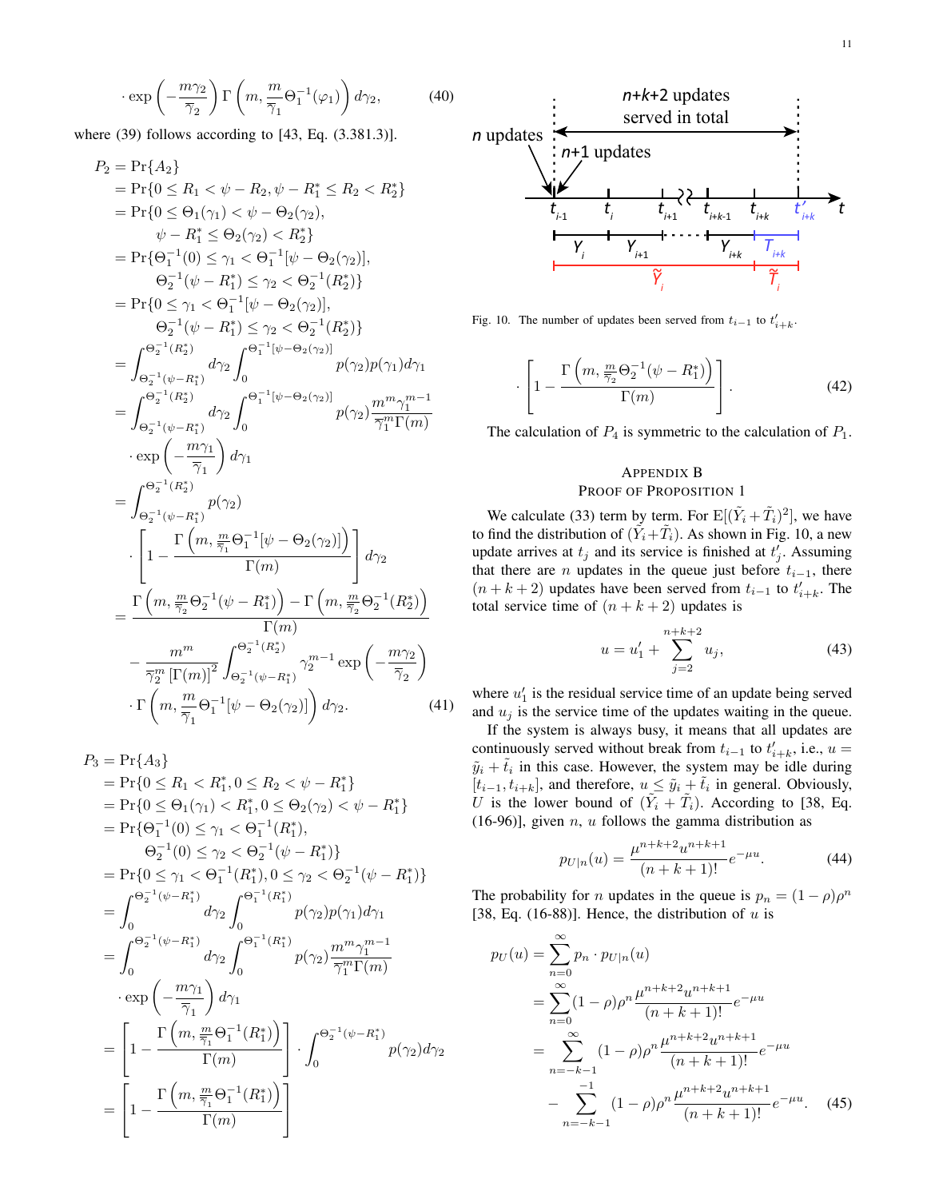$$\cdot \exp\left(-\frac{m\gamma_2}{\overline{\gamma}_2}\right) \Gamma\left(m, \frac{m}{\overline{\gamma}_1}\Theta_1^{-1}(\varphi_1)\right) d\gamma_2, \tag{40}$$

where (39) follows according to [43, Eq. (3.381.3)].

$$
\begin{aligned}
P_2 &= \Pr\{A_2\} \\
&= \Pr\{0 \le R_1 < \psi - R_2, \psi - R_1^* \le R_2 < R_2^*\} \\
&= \Pr\{0 \le \Theta_1(\gamma_1) < \psi - \Theta_2(\gamma_2), \\
&\qquad \psi - R_1^* \le \Theta_2(\gamma_2) < R_2^*\} \\
&= \Pr\{\Theta_1^{-1}(0) \le \gamma_1 < \Theta_1^{-1}[\psi - \Theta_2(\gamma_2)], \\
&\qquad \Theta_2^{-1}(\psi - R_1^*) \le \gamma_2 < \Theta_2^{-1}(R_2^*)\} \\
&= \Pr\{0 \le \gamma_1 < \Theta_1^{-1}[\psi - \Theta_2(\gamma_2)], \\
&\qquad \Theta_2^{-1}(\psi - R_1^*) \le \gamma_2 < \Theta_2^{-1}(R_2^*)\} \\
&= \int_{\Theta_2^{-1}(\psi - R_1^*)}^{\Theta_2^{-1}(R_2^*)} d\gamma_2 \int_0^{\Theta_1^{-1}[\psi - \Theta_2(\gamma_2)]} p(\gamma_2) p(\gamma_1) d\gamma_1 \\
&= \int_{\Theta_2^{-1}(\psi - R_1^*)}^{\Theta_2^{-1}(R_2^*)} d\gamma_2 \int_0^{\Theta_1^{-1}[\psi - \Theta_2(\gamma_2)]} p(\gamma_2) \frac{m^m \gamma_1^{m-1}}{\overline{\gamma}_1^m \Gamma(m)} \\
&\quad \cdot \exp\left(-\frac{m\gamma_1}{\overline{\gamma}_1}\right) d\gamma_1 \\
&= \int_{\Theta_2^{-1}(\psi - R_1^*)}^{\Theta_2^{-1}(R_2^*)} p(\gamma_2) \\
&\quad \cdot \left[1 - \frac{\Gamma\left(m, \frac{m}{\overline{\gamma}_1}\Theta_1^{-1}[\psi - \Theta_2(\gamma_2)]\right)}{\Gamma(m)}\right] d\gamma_2 \\
&= \frac{\Gamma\left(m, \frac{m}{\overline{\gamma}_2}\Theta_2^{-1}(\psi - R_1^*)\right) - \Gamma\left(m, \frac{m}{\overline{\gamma}_2}\Theta_2^{-1}(R_2^*)\right)}{\Gamma(m)} \\
&\quad - \frac{m^m}{\overline{\gamma}_2^m [\Gamma(m)]^2} \int_{\Theta_2^{-1}(\psi - R_1^*)}^{\Theta_2^{-1}(R_2^*)} \gamma_2^{m-1} \exp\left(-\frac{m\gamma_2}{\overline{\gamma}_2}\right) \\
&\quad \cdot \Gamma\left(m, \frac{m}{\overline{\gamma}_1}\Theta_1^{-1}[\psi - \Theta_2(\gamma_2)]\right) d\gamma_2. 
\end{aligned} \tag{41}
$$

$$
\begin{aligned}
P_3 &= \Pr\{A_3\} \\
&= \Pr\{0 \le R_1 < R_1^*, 0 \le R_2 < \psi - R_1^*\} \\
&= \Pr\{0 \le \Theta_1(\gamma_1) < R_1^*, 0 \le \Theta_2(\gamma_2) < \psi - R_1^*\} \\
&= \Pr\{\Theta_1^{-1}(0) \le \gamma_1 < \Theta_1^{-1}(R_1^*), \\
&\qquad \Theta_2^{-1}(0) \le \gamma_2 < \Theta_2^{-1}(\psi - R_1^*)\} \\
&= \Pr\{0 \le \gamma_1 < \Theta_1^{-1}(R_1^*), 0 \le \gamma_2 < \Theta_2^{-1}(\psi - R_1^*)\} \\
&= \int_0^{\Theta_2^{-1}(\psi - R_1^*)} d\gamma_2 \int_0^{\Theta_1^{-1}(R_1^*)} p(\gamma_2) p(\gamma_1) d\gamma_1 \\
&= \int_0^{\Theta_2^{-1}(\psi - R_1^*)} d\gamma_2 \int_0^{\Theta_1^{-1}(R_1^*)} p(\gamma_2) \frac{m^m \gamma_1^{m-1}}{\overline{\gamma}_1^m \Gamma(m)} \\
&\quad \cdot \exp\left(-\frac{m\gamma_1}{\overline{\gamma}_1}\right) d\gamma_1 \\
&= \left[1 - \frac{\Gamma\left(m, \frac{m}{\overline{\gamma}_1}\Theta_1^{-1}(R_1^*)\right)}{\Gamma(m)}\right] \cdot \int_0^{\Theta_2^{-1}(\psi - R_1^*)} p(\gamma_2) d\gamma_2 \\
&= \left[1 - \frac{\Gamma\left(m, \frac{m}{\overline{\gamma}_1}\Theta_1^{-1}(R_1^*)\right)}{\Gamma(m)}\right]
\end{aligned}
$$

$$\cdot \left[1 - \frac{\Gamma\left(m, \frac{m}{\overline{\gamma}_2}\Theta_2^{-1}(\psi - R_1^*)\right)}{\Gamma(m)}\right]. \tag{42}$$

Fig. 10. The number of updates been served from $t_{i-1}$ to $t'_{i+k}$.

The calculation of $P_4$ is symmetric to the calculation of $P_1$.

## Appendix B
## Proof of Proposition 1

We calculate (33) term by term. For $\mathrm{E}[(\tilde{Y}_i + \tilde{T}_i)^2]$, we have to find the distribution of $(\tilde{Y}_i + \tilde{T}_i)$. As shown in Fig. 10, a new update arrives at $t_j$ and its service is finished at $t'_j$. Assuming that there are $n$ updates in the queue just before $t_{i-1}$, there $(n+k+2)$ updates have been served from $t_{i-1}$ to $t'_{i+k}$. The total service time of $(n+k+2)$ updates is

$$u = u'_1 + \sum_{j=2}^{n+k+2} u_j, \tag{43}$$

where $u'_1$ is the residual service time of an update being served and $u_j$ is the service time of the updates waiting in the queue.

If the system is always busy, it means that all updates are continuously served without break from $t_{i-1}$ to $t'_{i+k}$, i.e., $u = \tilde{y}_i + \tilde{t}_i$ in this case. However, the system may be idle during $[t_{i-1}, t_{i+k}]$, and therefore, $u \le \tilde{y}_i + \tilde{t}_i$ in general. Obviously, $U$ is the lower bound of $(\tilde{Y}_i + \tilde{T}_i)$. According to [38, Eq. (16-96)], given $n$, $u$ follows the gamma distribution as

$$p_{U|n}(u) = \frac{\mu^{n+k+2} u^{n+k+1}}{(n+k+1)!} e^{-\mu u}. \tag{44}$$

The probability for $n$ updates in the queue is $p_n = (1-\rho)\rho^n$ [38, Eq. (16-88)]. Hence, the distribution of $u$ is

$$
\begin{aligned}
p_U(u) &= \sum_{n=0}^{\infty} p_n \cdot p_{U|n}(u) \\
&= \sum_{n=0}^{\infty} (1-\rho)\rho^n \frac{\mu^{n+k+2} u^{n+k+1}}{(n+k+1)!} e^{-\mu u} \\
&= \sum_{n=-k-1}^{\infty} (1-\rho)\rho^n \frac{\mu^{n+k+2} u^{n+k+1}}{(n+k+1)!} e^{-\mu u} \\
&\quad - \sum_{n=-k-1}^{-1} (1-\rho)\rho^n \frac{\mu^{n+k+2} u^{n+k+1}}{(n+k+1)!} e^{-\mu u}. 
\end{aligned} \tag{45}
$$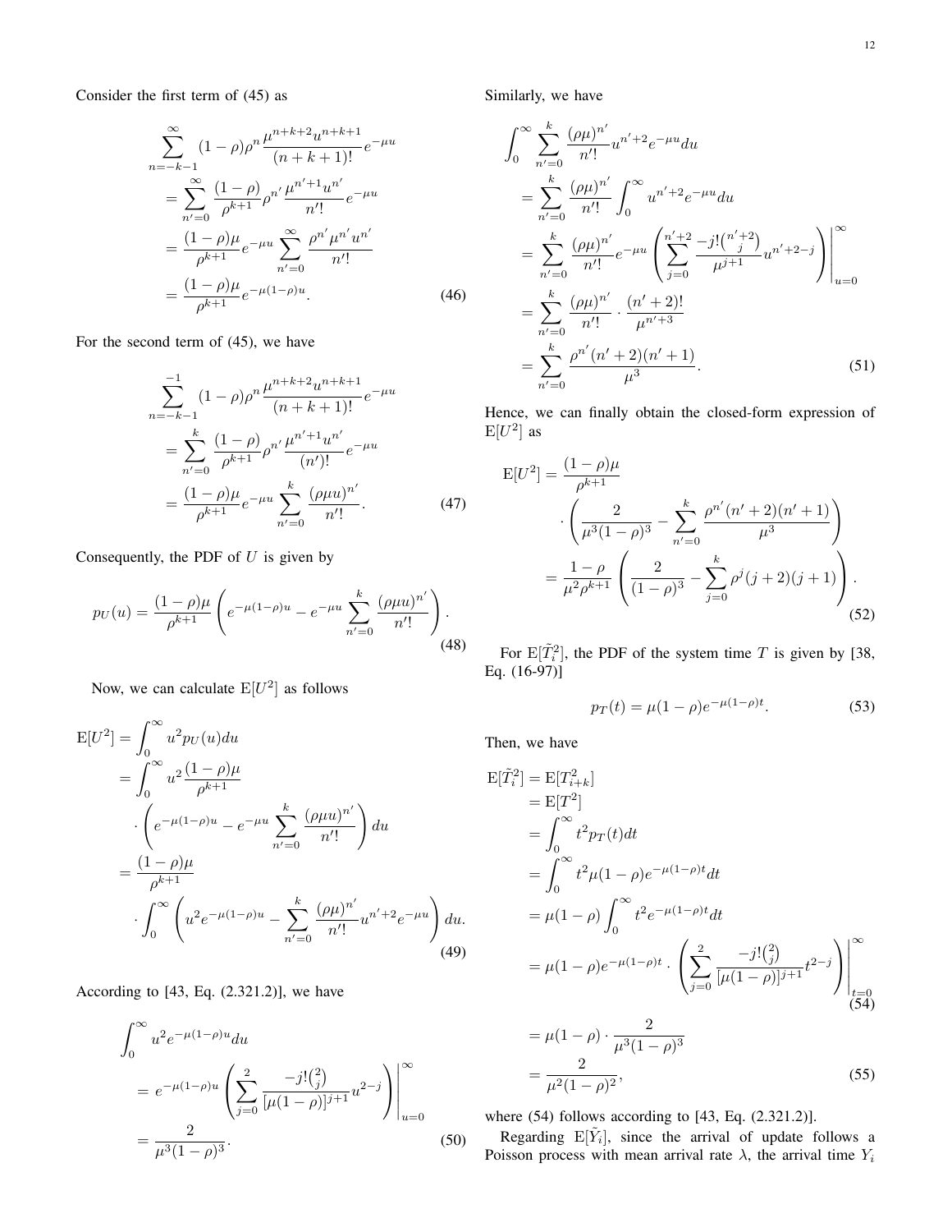Consider the first term of (45) as

$$
\begin{aligned}
&\sum_{n=-k-1}^{\infty}(1-\rho)\rho^{n}\frac{\mu^{n+k+2}u^{n+k+1}}{(n+k+1)!}e^{-\mu u}\\
&=\sum_{n'=0}^{\infty}\frac{(1-\rho)}{\rho^{k+1}}\rho^{n'}\frac{\mu^{n'+1}u^{n'}}{n'!}e^{-\mu u}\\
&=\frac{(1-\rho)\mu}{\rho^{k+1}}e^{-\mu u}\sum_{n'=0}^{\infty}\frac{\rho^{n'}\mu^{n'}u^{n'}}{n'!}\\
&=\frac{(1-\rho)\mu}{\rho^{k+1}}e^{-\mu(1-\rho)u}. \qquad (46)
\end{aligned}
$$

For the second term of (45), we have

$$
\begin{aligned}
&\sum_{n=-k-1}^{-1}(1-\rho)\rho^{n}\frac{\mu^{n+k+2}u^{n+k+1}}{(n+k+1)!}e^{-\mu u}\\
&=\sum_{n'=0}^{k}\frac{(1-\rho)}{\rho^{k+1}}\rho^{n'}\frac{\mu^{n'+1}u^{n'}}{(n')!}e^{-\mu u}\\
&=\frac{(1-\rho)\mu}{\rho^{k+1}}e^{-\mu u}\sum_{n'=0}^{k}\frac{(\rho\mu u)^{n'}}{n'!}. \qquad (47)
\end{aligned}
$$

Consequently, the PDF of $U$ is given by

$$
p_U(u)=\frac{(1-\rho)\mu}{\rho^{k+1}}\left(e^{-\mu(1-\rho)u}-e^{-\mu u}\sum_{n'=0}^{k}\frac{(\rho\mu u)^{n'}}{n'!}\right). \qquad (48)
$$

Now, we can calculate $\mathrm{E}[U^2]$ as follows

$$
\begin{aligned}
\mathrm{E}[U^2]&=\int_0^{\infty}u^2p_U(u)du\\
&=\int_0^{\infty}u^2\frac{(1-\rho)\mu}{\rho^{k+1}}\\
&\quad\cdot\left(e^{-\mu(1-\rho)u}-e^{-\mu u}\sum_{n'=0}^{k}\frac{(\rho\mu u)^{n'}}{n'!}\right)du\\
&=\frac{(1-\rho)\mu}{\rho^{k+1}}\\
&\quad\cdot\int_0^{\infty}\left(u^2e^{-\mu(1-\rho)u}-\sum_{n'=0}^{k}\frac{(\rho\mu)^{n'}}{n'!}u^{n'+2}e^{-\mu u}\right)du. \qquad (49)
\end{aligned}
$$

According to [43, Eq. (2.321.2)], we have

$$
\begin{aligned}
&\int_0^{\infty}u^2e^{-\mu(1-\rho)u}du\\
&=e^{-\mu(1-\rho)u}\left(\sum_{j=0}^{2}\frac{-j!\binom{2}{j}}{[\mu(1-\rho)]^{j+1}}u^{2-j}\right)\Bigg|_{u=0}^{\infty}\\
&=\frac{2}{\mu^3(1-\rho)^3}. \qquad (50)
\end{aligned}
$$

Similarly, we have

$$
\begin{aligned}
&\int_0^{\infty}\sum_{n'=0}^{k}\frac{(\rho\mu)^{n'}}{n'!}u^{n'+2}e^{-\mu u}du\\
&=\sum_{n'=0}^{k}\frac{(\rho\mu)^{n'}}{n'!}\int_0^{\infty}u^{n'+2}e^{-\mu u}du\\
&=\sum_{n'=0}^{k}\frac{(\rho\mu)^{n'}}{n'!}e^{-\mu u}\left(\sum_{j=0}^{n'+2}\frac{-j!\binom{n'+2}{j}}{\mu^{j+1}}u^{n'+2-j}\right)\Bigg|_{u=0}^{\infty}\\
&=\sum_{n'=0}^{k}\frac{(\rho\mu)^{n'}}{n'!}\cdot\frac{(n'+2)!}{\mu^{n'+3}}\\
&=\sum_{n'=0}^{k}\frac{\rho^{n'}(n'+2)(n'+1)}{\mu^3}. \qquad (51)
\end{aligned}
$$

Hence, we can finally obtain the closed-form expression of $\mathrm{E}[U^2]$ as

$$
\begin{aligned}
\mathrm{E}[U^2]&=\frac{(1-\rho)\mu}{\rho^{k+1}}\\
&\quad\cdot\left(\frac{2}{\mu^3(1-\rho)^3}-\sum_{n'=0}^{k}\frac{\rho^{n'}(n'+2)(n'+1)}{\mu^3}\right)\\
&=\frac{1-\rho}{\mu^2\rho^{k+1}}\left(\frac{2}{(1-\rho)^3}-\sum_{j=0}^{k}\rho^j(j+2)(j+1)\right). \qquad (52)
\end{aligned}
$$

For $\mathrm{E}[\tilde{T}_i^2]$, the PDF of the system time $T$ is given by [38, Eq. (16-97)]

$$
p_T(t)=\mu(1-\rho)e^{-\mu(1-\rho)t}. \qquad (53)
$$

Then, we have

$$
\begin{aligned}
\mathrm{E}[\tilde{T}_i^2]&=\mathrm{E}[T_{i+k}^2]\\
&=\mathrm{E}[T^2]\\
&=\int_0^{\infty}t^2p_T(t)dt\\
&=\int_0^{\infty}t^2\mu(1-\rho)e^{-\mu(1-\rho)t}dt\\
&=\mu(1-\rho)\int_0^{\infty}t^2e^{-\mu(1-\rho)t}dt\\
&=\mu(1-\rho)e^{-\mu(1-\rho)t}\cdot\left(\sum_{j=0}^{2}\frac{-j!\binom{2}{j}}{[\mu(1-\rho)]^{j+1}}t^{2-j}\right)\Bigg|_{t=0}^{\infty} \qquad (54)\\
&=\mu(1-\rho)\cdot\frac{2}{\mu^3(1-\rho)^3}\\
&=\frac{2}{\mu^2(1-\rho)^2}, \qquad (55)
\end{aligned}
$$

where (54) follows according to [43, Eq. (2.321.2)].

Regarding $\mathrm{E}[\tilde{Y}_i]$, since the arrival of update follows a Poisson process with mean arrival rate $\lambda$, the arrival time $Y_i$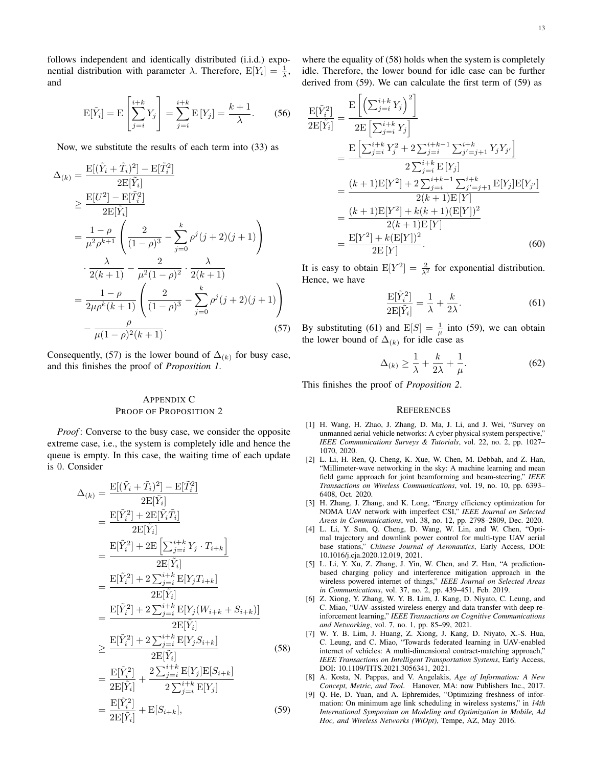follows independent and identically distributed (i.i.d.) exponential distribution with parameter $\lambda$. Therefore, $\mathrm{E}[Y_i] = \frac{1}{\lambda}$, and

$$\mathrm{E}[\tilde{Y}_i] = \mathrm{E}\left[\sum_{j=i}^{i+k} Y_j\right] = \sum_{j=i}^{i+k} \mathrm{E}\left[Y_j\right] = \frac{k+1}{\lambda}. \tag{56}$$

Now, we substitute the results of each term into (33) as

$$\begin{aligned}
\Delta_{(k)} &= \frac{\mathrm{E}[(\tilde{Y}_i + \tilde{T}_i)^2] - \mathrm{E}[\tilde{T}_i^2]}{2\mathrm{E}[\tilde{Y}_i]} \\
&\geq \frac{\mathrm{E}[U^2] - \mathrm{E}[\tilde{T}_i^2]}{2\mathrm{E}[\tilde{Y}_i]} \\
&= \frac{1-\rho}{\mu^2\rho^{k+1}} \left( \frac{2}{(1-\rho)^3} - \sum_{j=0}^{k} \rho^j (j+2)(j+1) \right) \\
&\quad \cdot \frac{\lambda}{2(k+1)} - \frac{2}{\mu^2(1-\rho)^2} \cdot \frac{\lambda}{2(k+1)} \\
&= \frac{1-\rho}{2\mu\rho^k(k+1)} \left( \frac{2}{(1-\rho)^3} - \sum_{j=0}^{k} \rho^j (j+2)(j+1) \right) \\
&\quad - \frac{\rho}{\mu(1-\rho)^2(k+1)}.
\end{aligned} \tag{57}$$

Consequently, (57) is the lower bound of $\Delta_{(k)}$ for busy case, and this finishes the proof of *Proposition 1*.

## Appendix C
## Proof of Proposition 2

*Proof*: Converse to the busy case, we consider the opposite extreme case, i.e., the system is completely idle and hence the queue is empty. In this case, the waiting time of each update is 0. Consider

$$\begin{aligned}
\Delta_{(k)} &= \frac{\mathrm{E}[(\tilde{Y}_i + \tilde{T}_i)^2] - \mathrm{E}[\tilde{T}_i^2]}{2\mathrm{E}[\tilde{Y}_i]} \\
&= \frac{\mathrm{E}[\tilde{Y}_i^2] + 2\mathrm{E}[\tilde{Y}_i \tilde{T}_i]}{2\mathrm{E}[\tilde{Y}_i]} \\
&= \frac{\mathrm{E}[\tilde{Y}_i^2] + 2\mathrm{E}\left[\sum_{j=i}^{i+k} Y_j \cdot T_{i+k}\right]}{2\mathrm{E}[\tilde{Y}_i]} \\
&= \frac{\mathrm{E}[\tilde{Y}_i^2] + 2\sum_{j=i}^{i+k} \mathrm{E}[Y_j T_{i+k}]}{2\mathrm{E}[\tilde{Y}_i]} \\
&= \frac{\mathrm{E}[\tilde{Y}_i^2] + 2\sum_{j=i}^{i+k} \mathrm{E}[Y_j (W_{i+k} + S_{i+k})]}{2\mathrm{E}[\tilde{Y}_i]} \\
&\geq \frac{\mathrm{E}[\tilde{Y}_i^2] + 2\sum_{j=i}^{i+k} \mathrm{E}[Y_j S_{i+k}]}{2\mathrm{E}[\tilde{Y}_i]} \qquad (58) \\
&= \frac{\mathrm{E}[\tilde{Y}_i^2]}{2\mathrm{E}[\tilde{Y}_i]} + \frac{2\sum_{j=i}^{i+k} \mathrm{E}[Y_j]\mathrm{E}[S_{i+k}]}{2\sum_{j=i}^{i+k} \mathrm{E}[Y_j]} \\
&= \frac{\mathrm{E}[\tilde{Y}_i^2]}{2\mathrm{E}[\tilde{Y}_i]} + \mathrm{E}[S_{i+k}], \qquad (59)
\end{aligned}$$

where the equality of (58) holds when the system is completely idle. Therefore, the lower bound for idle case can be further derived from (59). We can calculate the first term of (59) as

$$\begin{aligned}
\frac{\mathrm{E}[\tilde{Y}_i^2]}{2\mathrm{E}[\tilde{Y}_i]} &= \frac{\mathrm{E}\left[\left(\sum_{j=i}^{i+k} Y_j\right)^2\right]}{2\mathrm{E}\left[\sum_{j=i}^{i+k} Y_j\right]} \\
&= \frac{\mathrm{E}\left[\sum_{j=i}^{i+k} Y_j^2 + 2\sum_{j=i}^{i+k-1}\sum_{j'=j+1}^{i+k} Y_j Y_{j'}\right]}{2\sum_{j=i}^{i+k} \mathrm{E}\left[Y_j\right]} \\
&= \frac{(k+1)\mathrm{E}[Y^2] + 2\sum_{j=i}^{i+k-1}\sum_{j'=j+1}^{i+k} \mathrm{E}[Y_j]\mathrm{E}[Y_{j'}]}{2(k+1)\mathrm{E}\left[Y\right]} \\
&= \frac{(k+1)\mathrm{E}[Y^2] + k(k+1)(\mathrm{E}[Y])^2}{2(k+1)\mathrm{E}\left[Y\right]} \\
&= \frac{\mathrm{E}[Y^2] + k(\mathrm{E}[Y])^2}{2\mathrm{E}\left[Y\right]}.
\end{aligned} \tag{60}$$

It is easy to obtain $\mathrm{E}[Y^2] = \frac{2}{\lambda^2}$ for exponential distribution. Hence, we have

$$\frac{\mathrm{E}[\tilde{Y}_i^2]}{2\mathrm{E}[\tilde{Y}_i]} = \frac{1}{\lambda} + \frac{k}{2\lambda}. \tag{61}$$

By substituting (61) and $\mathrm{E}[S] = \frac{1}{\mu}$ into (59), we can obtain the lower bound of $\Delta_{(k)}$ for idle case as

$$\Delta_{(k)} \geq \frac{1}{\lambda} + \frac{k}{2\lambda} + \frac{1}{\mu}. \tag{62}$$

This finishes the proof of *Proposition 2*.

## References

[1] H. Wang, H. Zhao, J. Zhang, D. Ma, J. Li, and J. Wei, "Survey on unmanned aerial vehicle networks: A cyber physical system perspective," *IEEE Communications Surveys & Tutorials*, vol. 22, no. 2, pp. 1027–1070, 2020.

[2] L. Li, H. Ren, Q. Cheng, K. Xue, W. Chen, M. Debbah, and Z. Han, "Millimeter-wave networking in the sky: A machine learning and mean field game approach for joint beamforming and beam-steering," *IEEE Transactions on Wireless Communications*, vol. 19, no. 10, pp. 6393–6408, Oct. 2020.

[3] H. Zhang, J. Zhang, and K. Long, "Energy efficiency optimization for NOMA UAV network with imperfect CSI," *IEEE Journal on Selected Areas in Communications*, vol. 38, no. 12, pp. 2798–2809, Dec. 2020.

[4] L. Li, Y. Sun, Q. Cheng, D. Wang, W. Lin, and W. Chen, "Optimal trajectory and downlink power control for multi-type UAV aerial base stations," *Chinese Journal of Aeronautics*, Early Access, DOI: 10.1016/j.cja.2020.12.019, 2021.

[5] L. Li, Y. Xu, Z. Zhang, J. Yin, W. Chen, and Z. Han, "A prediction-based charging policy and interference mitigation approach in the wireless powered internet of things," *IEEE Journal on Selected Areas in Communications*, vol. 37, no. 2, pp. 439–451, Feb. 2019.

[6] Z. Xiong, Y. Zhang, W. Y. B. Lim, J. Kang, D. Niyato, C. Leung, and C. Miao, "UAV-assisted wireless energy and data transfer with deep reinforcement learning," *IEEE Transactions on Cognitive Communications and Networking*, vol. 7, no. 1, pp. 85–99, 2021.

[7] W. Y. B. Lim, J. Huang, Z. Xiong, J. Kang, D. Niyato, X.-S. Hua, C. Leung, and C. Miao, "Towards federated learning in UAV-enabled internet of vehicles: A multi-dimensional contract-matching approach," *IEEE Transactions on Intelligent Transportation Systems*, Early Access, DOI: 10.1109/TITS.2021.3056341, 2021.

[8] A. Kosta, N. Pappas, and V. Angelakis, *Age of Information: A New Concept, Metric, and Tool*. Hanover, MA: now Publishers Inc., 2017.

[9] Q. He, D. Yuan, and A. Ephremides, "Optimizing freshness of information: On minimum age link scheduling in wireless systems," in *14th International Symposium on Modeling and Optimization in Mobile, Ad Hoc, and Wireless Networks (WiOpt)*, Tempe, AZ, May 2016.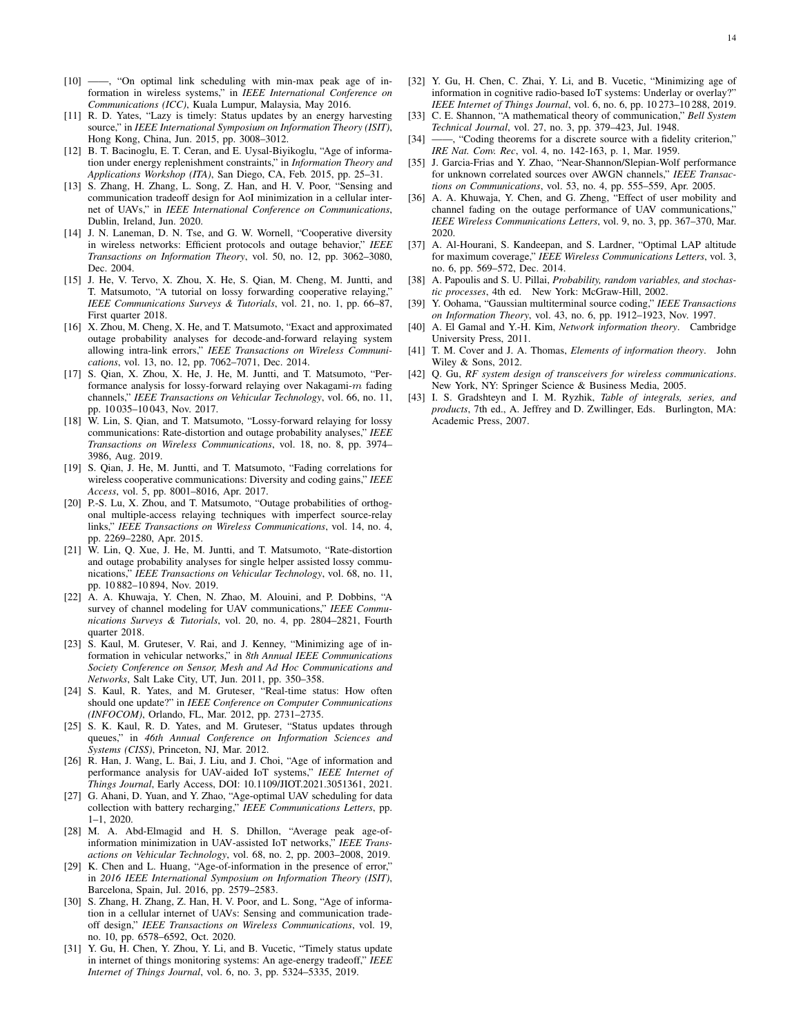[10] ——, "On optimal link scheduling with min-max peak age of information in wireless systems," in *IEEE International Conference on Communications (ICC)*, Kuala Lumpur, Malaysia, May 2016.

[11] R. D. Yates, "Lazy is timely: Status updates by an energy harvesting source," in *IEEE International Symposium on Information Theory (ISIT)*, Hong Kong, China, Jun. 2015, pp. 3008–3012.

[12] B. T. Bacinoglu, E. T. Ceran, and E. Uysal-Biyikoglu, "Age of information under energy replenishment constraints," in *Information Theory and Applications Workshop (ITA)*, San Diego, CA, Feb. 2015, pp. 25–31.

[13] S. Zhang, H. Zhang, L. Song, Z. Han, and H. V. Poor, "Sensing and communication tradeoff design for AoI minimization in a cellular internet of UAVs," in *IEEE International Conference on Communications*, Dublin, Ireland, Jun. 2020.

[14] J. N. Laneman, D. N. Tse, and G. W. Wornell, "Cooperative diversity in wireless networks: Efficient protocols and outage behavior," *IEEE Transactions on Information Theory*, vol. 50, no. 12, pp. 3062–3080, Dec. 2004.

[15] J. He, V. Tervo, X. Zhou, X. He, S. Qian, M. Cheng, M. Juntti, and T. Matsumoto, "A tutorial on lossy forwarding cooperative relaying," *IEEE Communications Surveys & Tutorials*, vol. 21, no. 1, pp. 66–87, First quarter 2018.

[16] X. Zhou, M. Cheng, X. He, and T. Matsumoto, "Exact and approximated outage probability analyses for decode-and-forward relaying system allowing intra-link errors," *IEEE Transactions on Wireless Communications*, vol. 13, no. 12, pp. 7062–7071, Dec. 2014.

[17] S. Qian, X. Zhou, X. He, J. He, M. Juntti, and T. Matsumoto, "Performance analysis for lossy-forward relaying over Nakagami-$m$ fading channels," *IEEE Transactions on Vehicular Technology*, vol. 66, no. 11, pp. 10 035–10 043, Nov. 2017.

[18] W. Lin, S. Qian, and T. Matsumoto, "Lossy-forward relaying for lossy communications: Rate-distortion and outage probability analyses," *IEEE Transactions on Wireless Communications*, vol. 18, no. 8, pp. 3974–3986, Aug. 2019.

[19] S. Qian, J. He, M. Juntti, and T. Matsumoto, "Fading correlations for wireless cooperative communications: Diversity and coding gains," *IEEE Access*, vol. 5, pp. 8001–8016, Apr. 2017.

[20] P.-S. Lu, X. Zhou, and T. Matsumoto, "Outage probabilities of orthogonal multiple-access relaying techniques with imperfect source-relay links," *IEEE Transactions on Wireless Communications*, vol. 14, no. 4, pp. 2269–2280, Apr. 2015.

[21] W. Lin, Q. Xue, J. He, M. Juntti, and T. Matsumoto, "Rate-distortion and outage probability analyses for single helper assisted lossy communications," *IEEE Transactions on Vehicular Technology*, vol. 68, no. 11, pp. 10 882–10 894, Nov. 2019.

[22] A. A. Khuwaja, Y. Chen, N. Zhao, M. Alouini, and P. Dobbins, "A survey of channel modeling for UAV communications," *IEEE Communications Surveys & Tutorials*, vol. 20, no. 4, pp. 2804–2821, Fourth quarter 2018.

[23] S. Kaul, M. Gruteser, V. Rai, and J. Kenney, "Minimizing age of information in vehicular networks," in *8th Annual IEEE Communications Society Conference on Sensor, Mesh and Ad Hoc Communications and Networks*, Salt Lake City, UT, Jun. 2011, pp. 350–358.

[24] S. Kaul, R. Yates, and M. Gruteser, "Real-time status: How often should one update?" in *IEEE Conference on Computer Communications (INFOCOM)*, Orlando, FL, Mar. 2012, pp. 2731–2735.

[25] S. K. Kaul, R. D. Yates, and M. Gruteser, "Status updates through queues," in *46th Annual Conference on Information Sciences and Systems (CISS)*, Princeton, NJ, Mar. 2012.

[26] R. Han, J. Wang, L. Bai, J. Liu, and J. Choi, "Age of information and performance analysis for UAV-aided IoT systems," *IEEE Internet of Things Journal*, Early Access, DOI: 10.1109/JIOT.2021.3051361, 2021.

[27] G. Ahani, D. Yuan, and Y. Zhao, "Age-optimal UAV scheduling for data collection with battery recharging," *IEEE Communications Letters*, pp. 1–1, 2020.

[28] M. A. Abd-Elmagid and H. S. Dhillon, "Average peak age-of-information minimization in UAV-assisted IoT networks," *IEEE Transactions on Vehicular Technology*, vol. 68, no. 2, pp. 2003–2008, 2019.

[29] K. Chen and L. Huang, "Age-of-information in the presence of error," in *2016 IEEE International Symposium on Information Theory (ISIT)*, Barcelona, Spain, Jul. 2016, pp. 2579–2583.

[30] S. Zhang, H. Zhang, Z. Han, H. V. Poor, and L. Song, "Age of information in a cellular internet of UAVs: Sensing and communication tradeoff design," *IEEE Transactions on Wireless Communications*, vol. 19, no. 10, pp. 6578–6592, Oct. 2020.

[31] Y. Gu, H. Chen, Y. Zhou, Y. Li, and B. Vucetic, "Timely status update in internet of things monitoring systems: An age-energy tradeoff," *IEEE Internet of Things Journal*, vol. 6, no. 3, pp. 5324–5335, 2019.

[32] Y. Gu, H. Chen, C. Zhai, Y. Li, and B. Vucetic, "Minimizing age of information in cognitive radio-based IoT systems: Underlay or overlay?" *IEEE Internet of Things Journal*, vol. 6, no. 6, pp. 10 273–10 288, 2019.

[33] C. E. Shannon, "A mathematical theory of communication," *Bell System Technical Journal*, vol. 27, no. 3, pp. 379–423, Jul. 1948.

[34] ——, "Coding theorems for a discrete source with a fidelity criterion," *IRE Nat. Conv. Rec*, vol. 4, no. 142-163, p. 1, Mar. 1959.

[35] J. Garcia-Frias and Y. Zhao, "Near-Shannon/Slepian-Wolf performance for unknown correlated sources over AWGN channels," *IEEE Transactions on Communications*, vol. 53, no. 4, pp. 555–559, Apr. 2005.

[36] A. A. Khuwaja, Y. Chen, and G. Zheng, "Effect of user mobility and channel fading on the outage performance of UAV communications," *IEEE Wireless Communications Letters*, vol. 9, no. 3, pp. 367–370, Mar. 2020.

[37] A. Al-Hourani, S. Kandeepan, and S. Lardner, "Optimal LAP altitude for maximum coverage," *IEEE Wireless Communications Letters*, vol. 3, no. 6, pp. 569–572, Dec. 2014.

[38] A. Papoulis and S. U. Pillai, *Probability, random variables, and stochastic processes*, 4th ed. New York: McGraw-Hill, 2002.

[39] Y. Oohama, "Gaussian multiterminal source coding," *IEEE Transactions on Information Theory*, vol. 43, no. 6, pp. 1912–1923, Nov. 1997.

[40] A. El Gamal and Y.-H. Kim, *Network information theory*. Cambridge University Press, 2011.

[41] T. M. Cover and J. A. Thomas, *Elements of information theory*. John Wiley & Sons, 2012.

[42] Q. Gu, *RF system design of transceivers for wireless communications*. New York, NY: Springer Science & Business Media, 2005.

[43] I. S. Gradshteyn and I. M. Ryzhik, *Table of integrals, series, and products*, 7th ed., A. Jeffrey and D. Zwillinger, Eds. Burlington, MA: Academic Press, 2007.